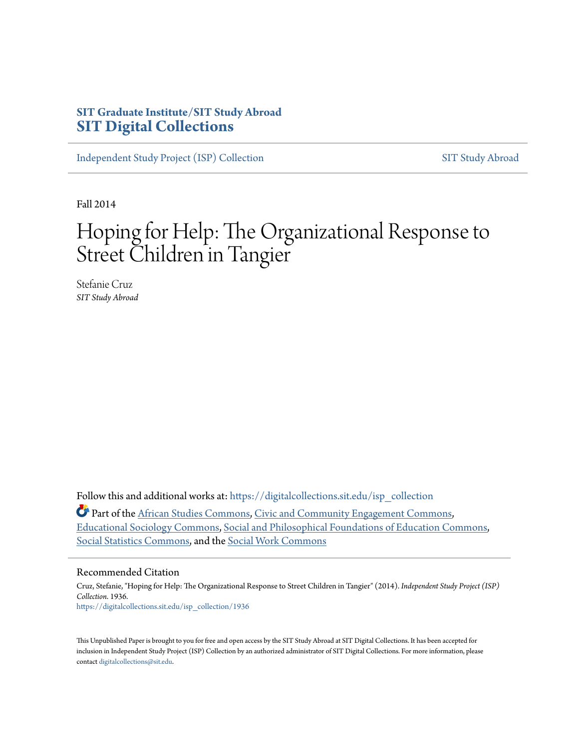SIT Graduate Institute/SIT Study Abroad
**SIT Digital Collections**

Independent Study Project (ISP) Collection | SIT Study Abroad

Fall 2014

# Hoping for Help: The Organizational Response to Street Children in Tangier

Stefanie Cruz
*SIT Study Abroad*

Follow this and additional works at: https://digitalcollections.sit.edu/isp_collection

Part of the African Studies Commons, Civic and Community Engagement Commons, Educational Sociology Commons, Social and Philosophical Foundations of Education Commons, Social Statistics Commons, and the Social Work Commons

## Recommended Citation

Cruz, Stefanie, "Hoping for Help: The Organizational Response to Street Children in Tangier" (2014). *Independent Study Project (ISP) Collection*. 1936.
https://digitalcollections.sit.edu/isp_collection/1936

This Unpublished Paper is brought to you for free and open access by the SIT Study Abroad at SIT Digital Collections. It has been accepted for inclusion in Independent Study Project (ISP) Collection by an authorized administrator of SIT Digital Collections. For more information, please contact digitalcollections@sit.edu.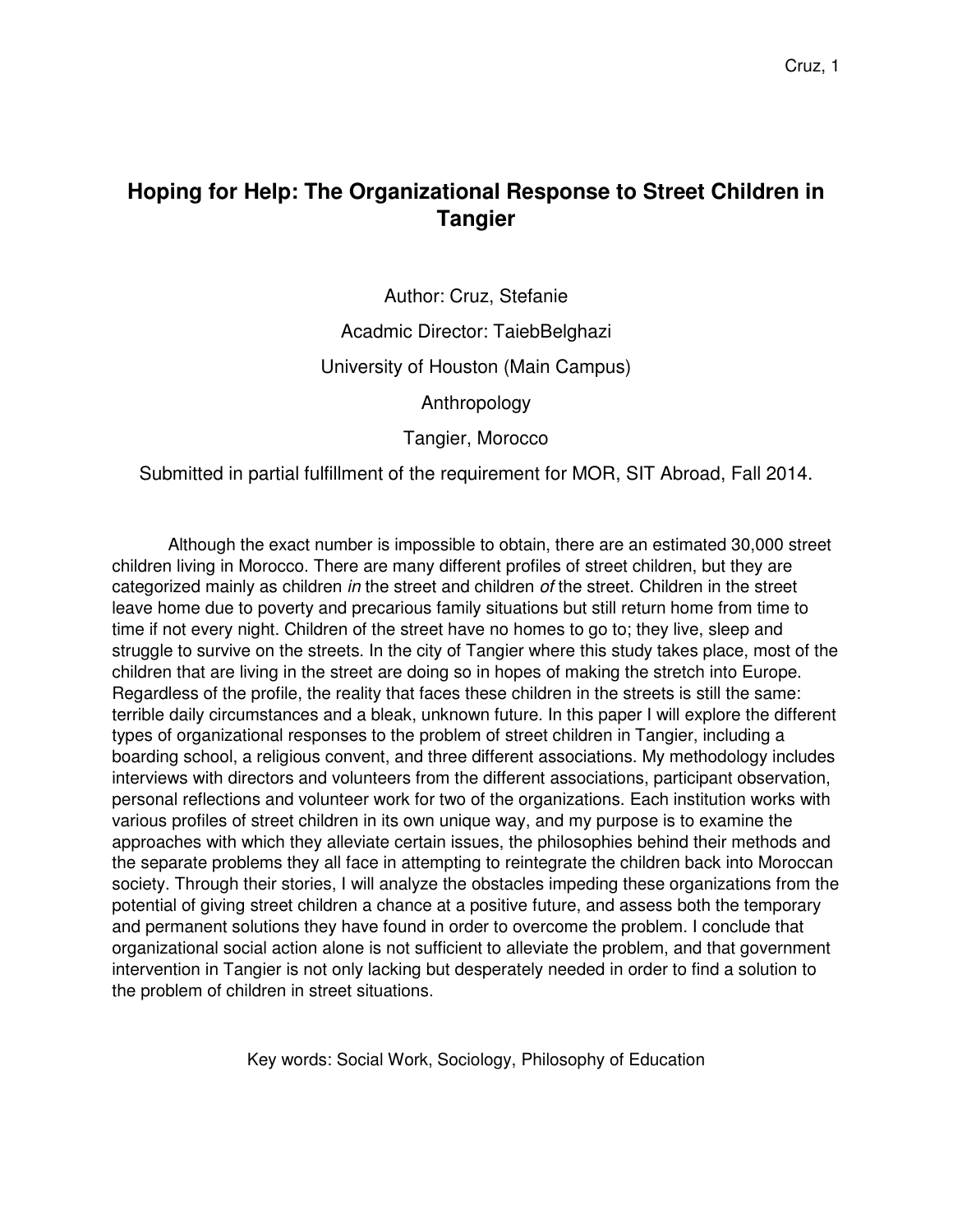# Hoping for Help: The Organizational Response to Street Children in Tangier

Author: Cruz, Stefanie

Acadmic Director: TaiebBelghazi

University of Houston (Main Campus)

Anthropology

Tangier, Morocco

Submitted in partial fulfillment of the requirement for MOR, SIT Abroad, Fall 2014.

Although the exact number is impossible to obtain, there are an estimated 30,000 street children living in Morocco. There are many different profiles of street children, but they are categorized mainly as children *in* the street and children *of* the street. Children in the street leave home due to poverty and precarious family situations but still return home from time to time if not every night. Children of the street have no homes to go to; they live, sleep and struggle to survive on the streets. In the city of Tangier where this study takes place, most of the children that are living in the street are doing so in hopes of making the stretch into Europe. Regardless of the profile, the reality that faces these children in the streets is still the same: terrible daily circumstances and a bleak, unknown future. In this paper I will explore the different types of organizational responses to the problem of street children in Tangier, including a boarding school, a religious convent, and three different associations. My methodology includes interviews with directors and volunteers from the different associations, participant observation, personal reflections and volunteer work for two of the organizations. Each institution works with various profiles of street children in its own unique way, and my purpose is to examine the approaches with which they alleviate certain issues, the philosophies behind their methods and the separate problems they all face in attempting to reintegrate the children back into Moroccan society. Through their stories, I will analyze the obstacles impeding these organizations from the potential of giving street children a chance at a positive future, and assess both the temporary and permanent solutions they have found in order to overcome the problem. I conclude that organizational social action alone is not sufficient to alleviate the problem, and that government intervention in Tangier is not only lacking but desperately needed in order to find a solution to the problem of children in street situations.

Key words: Social Work, Sociology, Philosophy of Education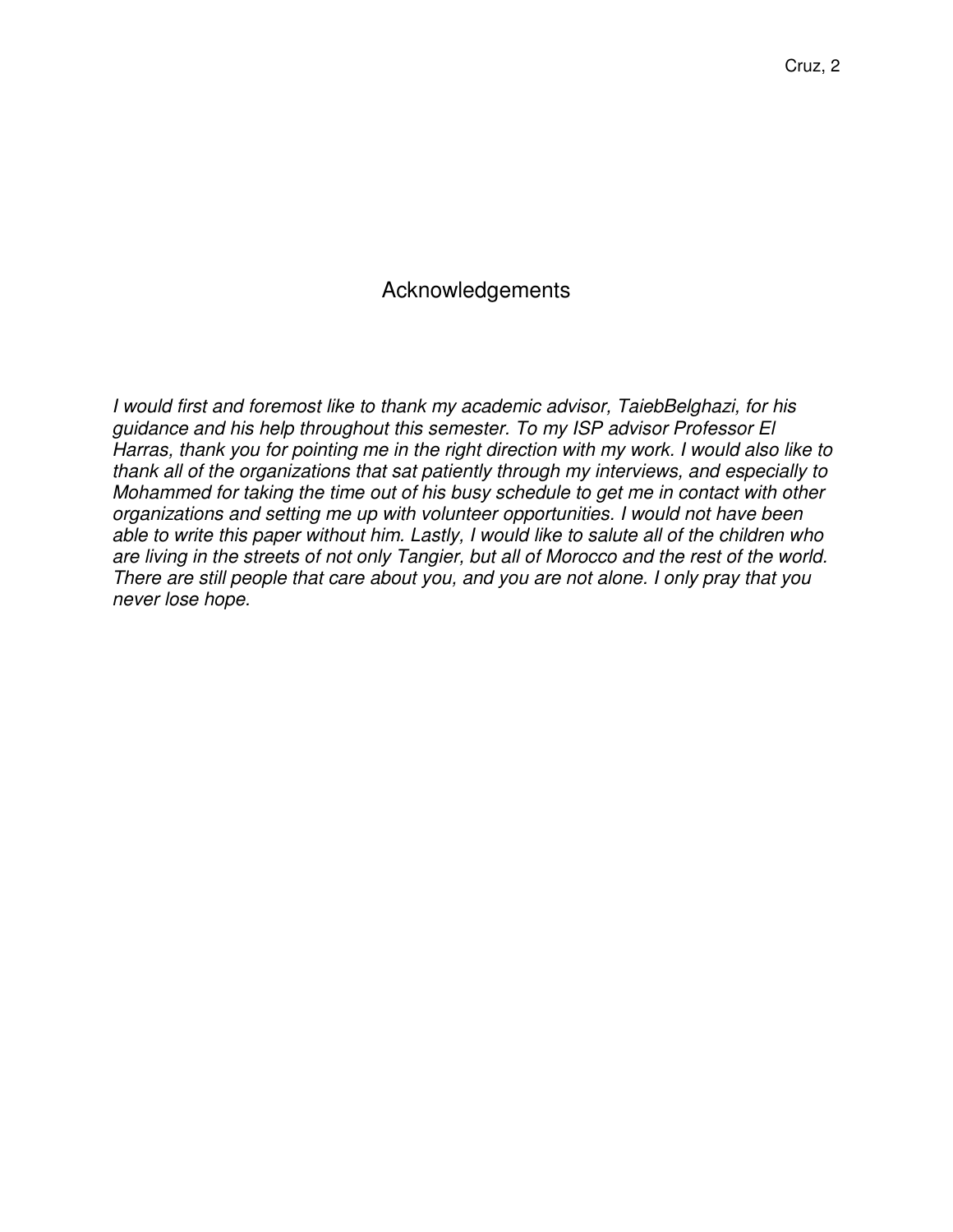# Acknowledgements

*I would first and foremost like to thank my academic advisor, TaiebBelghazi, for his guidance and his help throughout this semester. To my ISP advisor Professor El Harras, thank you for pointing me in the right direction with my work. I would also like to thank all of the organizations that sat patiently through my interviews, and especially to Mohammed for taking the time out of his busy schedule to get me in contact with other organizations and setting me up with volunteer opportunities. I would not have been able to write this paper without him. Lastly, I would like to salute all of the children who are living in the streets of not only Tangier, but all of Morocco and the rest of the world. There are still people that care about you, and you are not alone. I only pray that you never lose hope.*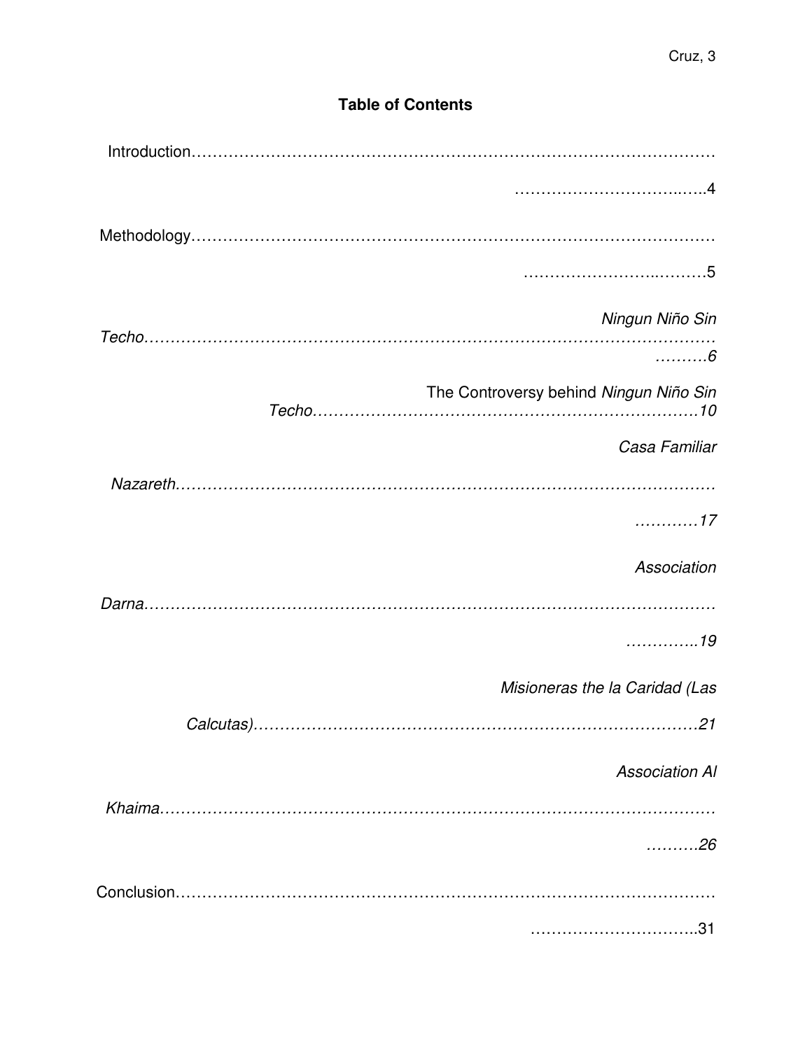## Table of Contents

Introduction……………………………………………………………………………………4

Methodology…………………………………………………………………………………5

*Ningun Niño Sin Techo*………………………………………………………………………6

The Controversy behind *Ningun Niño Sin Techo*………………………………………10

*Casa Familiar Nazareth*……………………………………………………………………17

*Association Darna*…………………………………………………………………………19

*Misioneras the la Caridad (Las Calcutas)*………………………………………………21

*Association Al Khaima*……………………………………………………………………26

Conclusion……………………………………………………………………………………31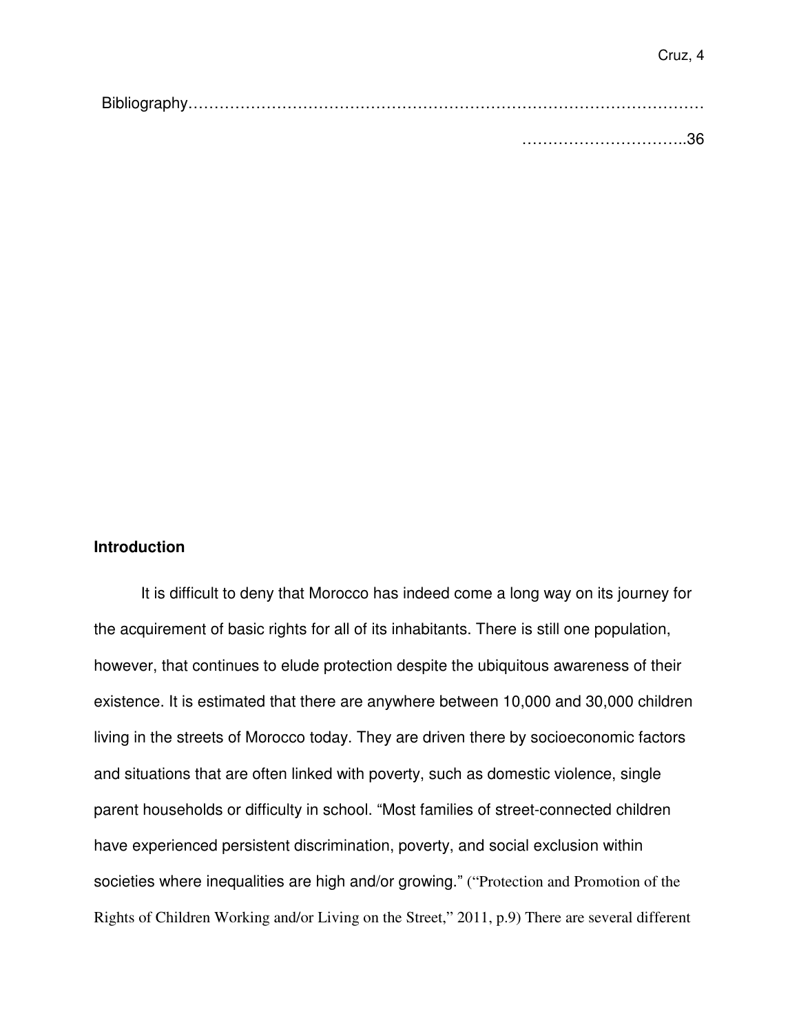Bibliography……………………………………………………………………………………………………………………..36

## Introduction

It is difficult to deny that Morocco has indeed come a long way on its journey for the acquirement of basic rights for all of its inhabitants. There is still one population, however, that continues to elude protection despite the ubiquitous awareness of their existence. It is estimated that there are anywhere between 10,000 and 30,000 children living in the streets of Morocco today. They are driven there by socioeconomic factors and situations that are often linked with poverty, such as domestic violence, single parent households or difficulty in school. "Most families of street-connected children have experienced persistent discrimination, poverty, and social exclusion within societies where inequalities are high and/or growing." ("Protection and Promotion of the Rights of Children Working and/or Living on the Street," 2011, p.9) There are several different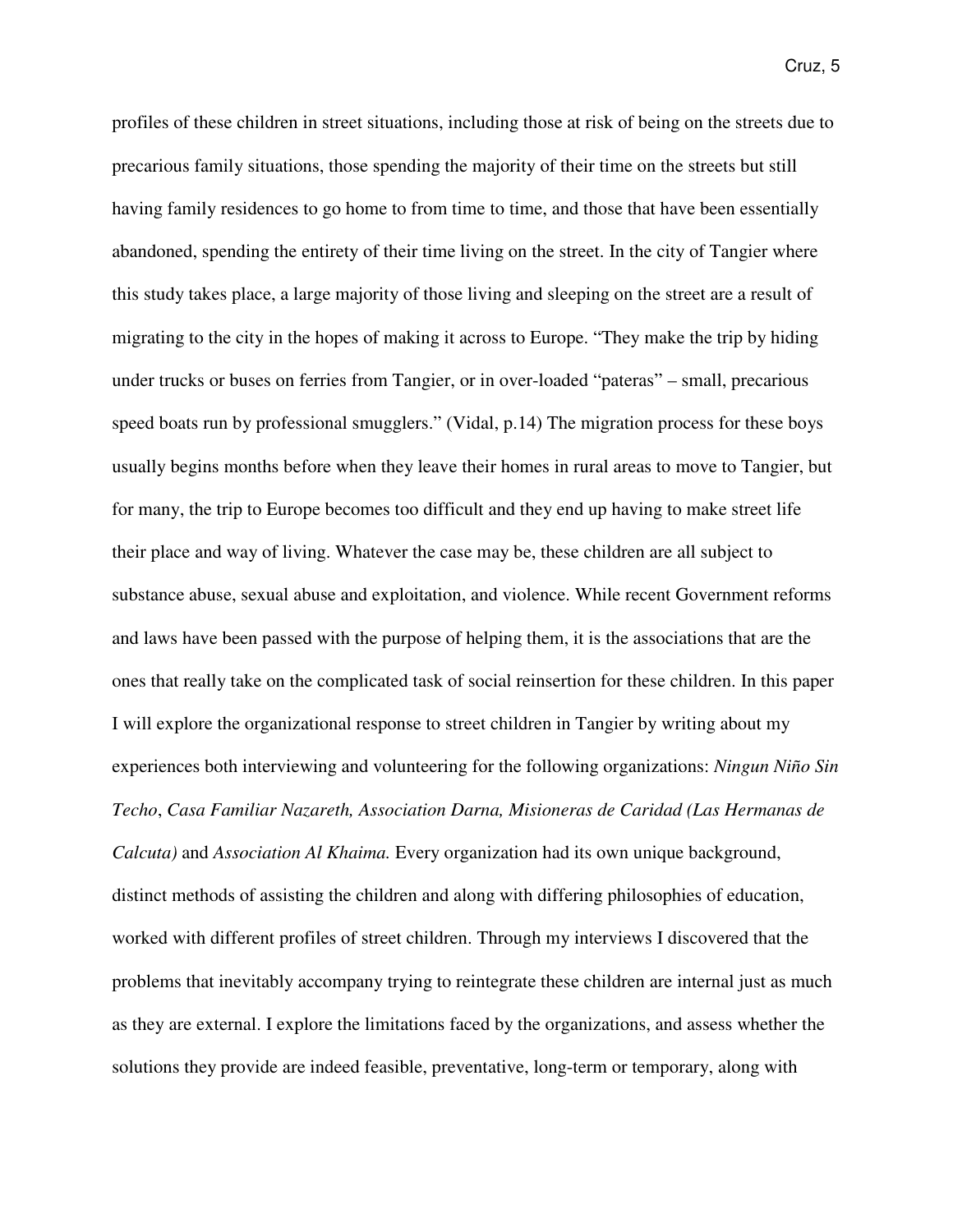profiles of these children in street situations, including those at risk of being on the streets due to precarious family situations, those spending the majority of their time on the streets but still having family residences to go home to from time to time, and those that have been essentially abandoned, spending the entirety of their time living on the street. In the city of Tangier where this study takes place, a large majority of those living and sleeping on the street are a result of migrating to the city in the hopes of making it across to Europe. "They make the trip by hiding under trucks or buses on ferries from Tangier, or in over-loaded "pateras" – small, precarious speed boats run by professional smugglers." (Vidal, p.14) The migration process for these boys usually begins months before when they leave their homes in rural areas to move to Tangier, but for many, the trip to Europe becomes too difficult and they end up having to make street life their place and way of living. Whatever the case may be, these children are all subject to substance abuse, sexual abuse and exploitation, and violence. While recent Government reforms and laws have been passed with the purpose of helping them, it is the associations that are the ones that really take on the complicated task of social reinsertion for these children. In this paper I will explore the organizational response to street children in Tangier by writing about my experiences both interviewing and volunteering for the following organizations: *Ningun Niño Sin Techo*, *Casa Familiar Nazareth, Association Darna, Misioneras de Caridad (Las Hermanas de Calcuta)* and *Association Al Khaima.* Every organization had its own unique background, distinct methods of assisting the children and along with differing philosophies of education, worked with different profiles of street children. Through my interviews I discovered that the problems that inevitably accompany trying to reintegrate these children are internal just as much as they are external. I explore the limitations faced by the organizations, and assess whether the solutions they provide are indeed feasible, preventative, long-term or temporary, along with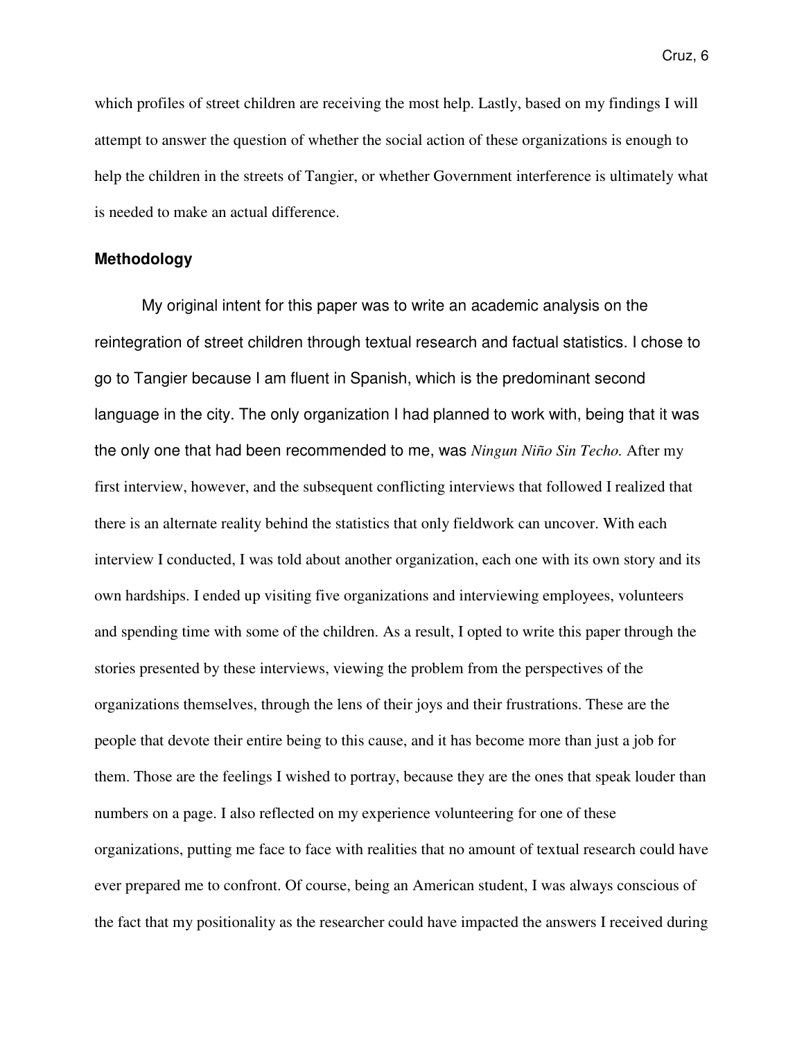which profiles of street children are receiving the most help. Lastly, based on my findings I will attempt to answer the question of whether the social action of these organizations is enough to help the children in the streets of Tangier, or whether Government interference is ultimately what is needed to make an actual difference.

## Methodology

My original intent for this paper was to write an academic analysis on the reintegration of street children through textual research and factual statistics. I chose to go to Tangier because I am fluent in Spanish, which is the predominant second language in the city. The only organization I had planned to work with, being that it was the only one that had been recommended to me, was *Ningun Niño Sin Techo.* After my first interview, however, and the subsequent conflicting interviews that followed I realized that there is an alternate reality behind the statistics that only fieldwork can uncover. With each interview I conducted, I was told about another organization, each one with its own story and its own hardships. I ended up visiting five organizations and interviewing employees, volunteers and spending time with some of the children. As a result, I opted to write this paper through the stories presented by these interviews, viewing the problem from the perspectives of the organizations themselves, through the lens of their joys and their frustrations. These are the people that devote their entire being to this cause, and it has become more than just a job for them. Those are the feelings I wished to portray, because they are the ones that speak louder than numbers on a page. I also reflected on my experience volunteering for one of these organizations, putting me face to face with realities that no amount of textual research could have ever prepared me to confront. Of course, being an American student, I was always conscious of the fact that my positionality as the researcher could have impacted the answers I received during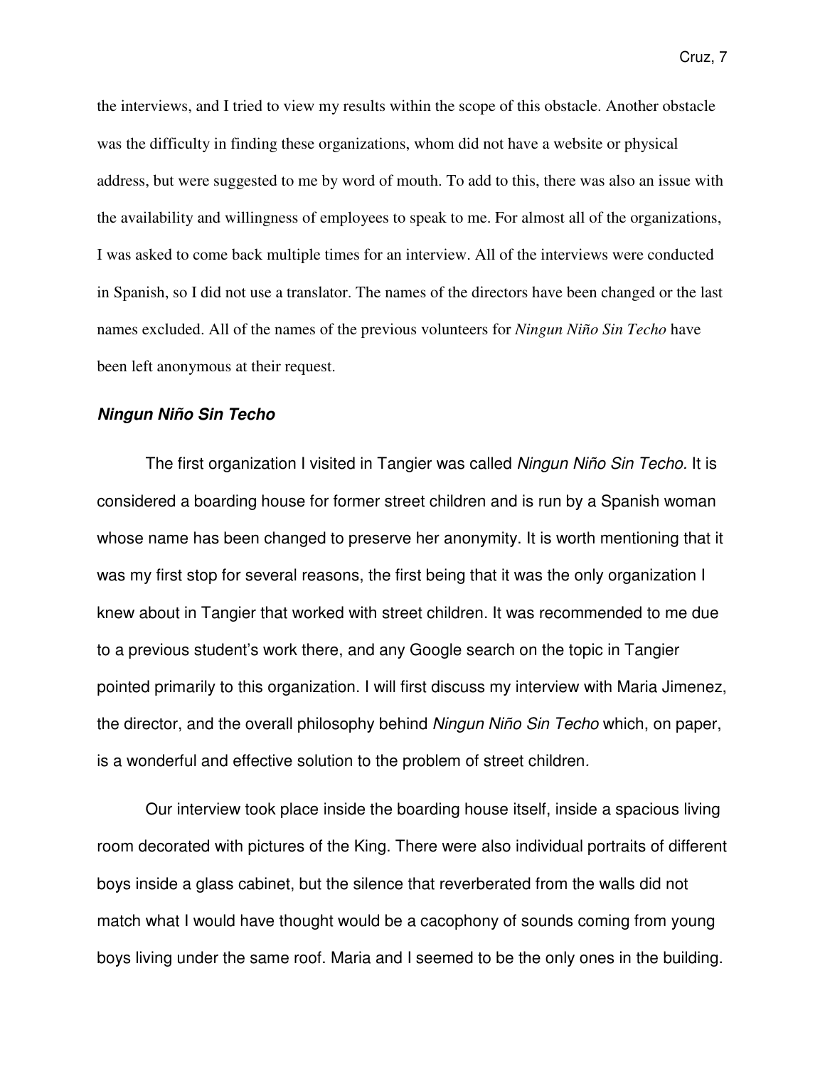the interviews, and I tried to view my results within the scope of this obstacle. Another obstacle was the difficulty in finding these organizations, whom did not have a website or physical address, but were suggested to me by word of mouth. To add to this, there was also an issue with the availability and willingness of employees to speak to me. For almost all of the organizations, I was asked to come back multiple times for an interview. All of the interviews were conducted in Spanish, so I did not use a translator. The names of the directors have been changed or the last names excluded. All of the names of the previous volunteers for *Ningun Niño Sin Techo* have been left anonymous at their request.

### ***Ningun Niño Sin Techo***

The first organization I visited in Tangier was called *Ningun Niño Sin Techo.* It is considered a boarding house for former street children and is run by a Spanish woman whose name has been changed to preserve her anonymity. It is worth mentioning that it was my first stop for several reasons, the first being that it was the only organization I knew about in Tangier that worked with street children. It was recommended to me due to a previous student's work there, and any Google search on the topic in Tangier pointed primarily to this organization. I will first discuss my interview with Maria Jimenez, the director, and the overall philosophy behind *Ningun Niño Sin Techo* which, on paper, is a wonderful and effective solution to the problem of street children.

Our interview took place inside the boarding house itself, inside a spacious living room decorated with pictures of the King. There were also individual portraits of different boys inside a glass cabinet, but the silence that reverberated from the walls did not match what I would have thought would be a cacophony of sounds coming from young boys living under the same roof. Maria and I seemed to be the only ones in the building.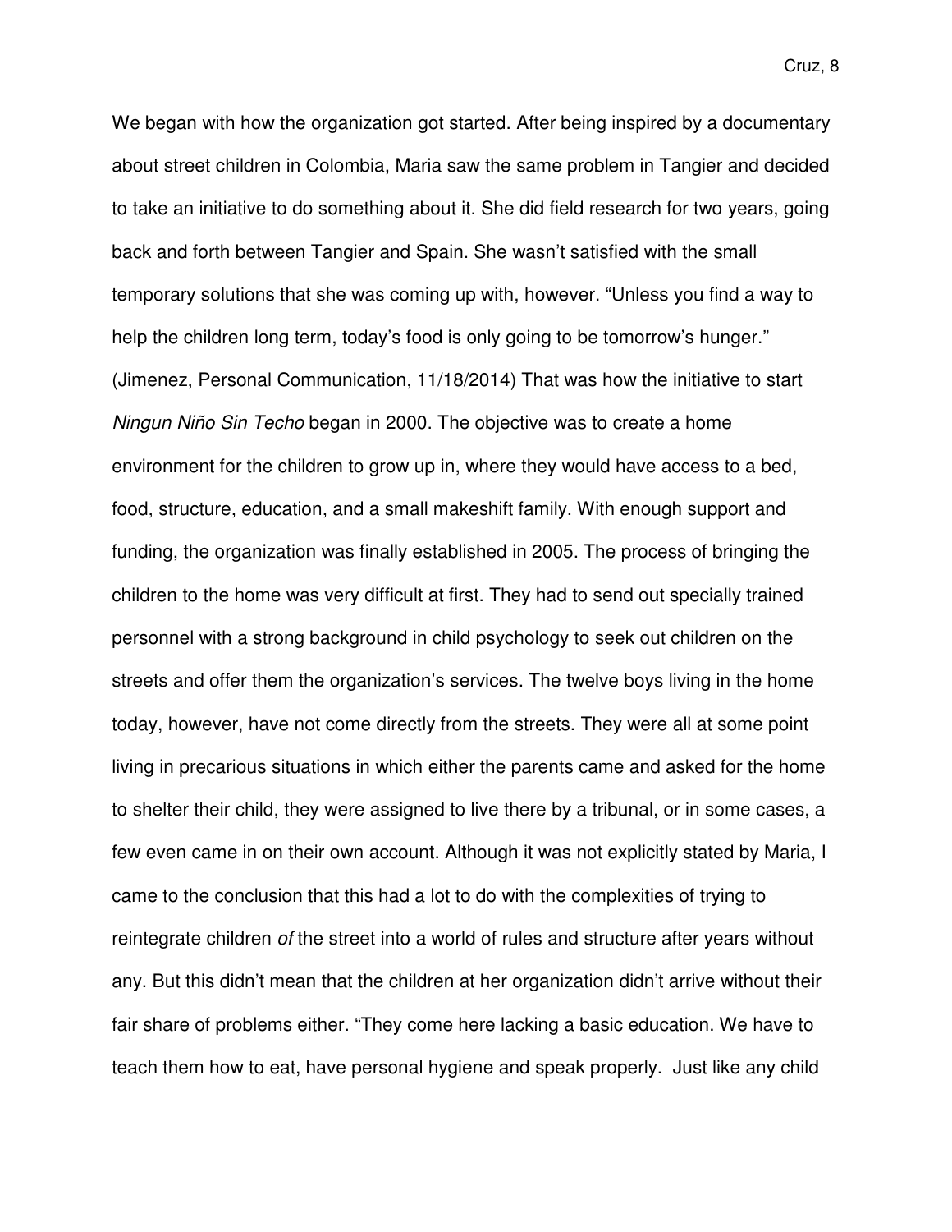We began with how the organization got started. After being inspired by a documentary about street children in Colombia, Maria saw the same problem in Tangier and decided to take an initiative to do something about it. She did field research for two years, going back and forth between Tangier and Spain. She wasn't satisfied with the small temporary solutions that she was coming up with, however. "Unless you find a way to help the children long term, today's food is only going to be tomorrow's hunger." (Jimenez, Personal Communication, 11/18/2014) That was how the initiative to start *Ningun Niño Sin Techo* began in 2000. The objective was to create a home environment for the children to grow up in, where they would have access to a bed, food, structure, education, and a small makeshift family. With enough support and funding, the organization was finally established in 2005. The process of bringing the children to the home was very difficult at first. They had to send out specially trained personnel with a strong background in child psychology to seek out children on the streets and offer them the organization's services. The twelve boys living in the home today, however, have not come directly from the streets. They were all at some point living in precarious situations in which either the parents came and asked for the home to shelter their child, they were assigned to live there by a tribunal, or in some cases, a few even came in on their own account. Although it was not explicitly stated by Maria, I came to the conclusion that this had a lot to do with the complexities of trying to reintegrate children *of* the street into a world of rules and structure after years without any. But this didn't mean that the children at her organization didn't arrive without their fair share of problems either. "They come here lacking a basic education. We have to teach them how to eat, have personal hygiene and speak properly. Just like any child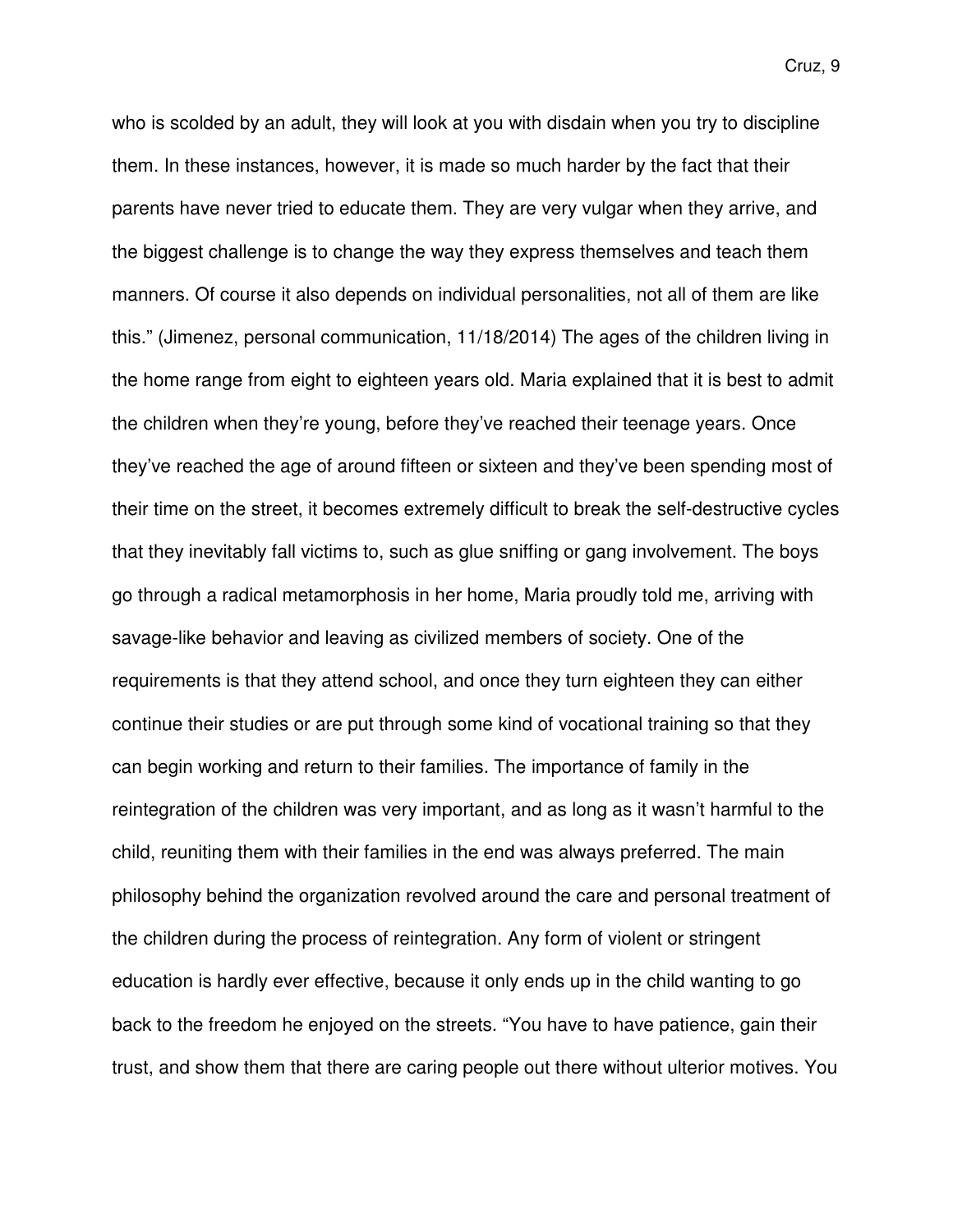who is scolded by an adult, they will look at you with disdain when you try to discipline them. In these instances, however, it is made so much harder by the fact that their parents have never tried to educate them. They are very vulgar when they arrive, and the biggest challenge is to change the way they express themselves and teach them manners. Of course it also depends on individual personalities, not all of them are like this." (Jimenez, personal communication, 11/18/2014) The ages of the children living in the home range from eight to eighteen years old. Maria explained that it is best to admit the children when they're young, before they've reached their teenage years. Once they've reached the age of around fifteen or sixteen and they've been spending most of their time on the street, it becomes extremely difficult to break the self-destructive cycles that they inevitably fall victims to, such as glue sniffing or gang involvement. The boys go through a radical metamorphosis in her home, Maria proudly told me, arriving with savage-like behavior and leaving as civilized members of society. One of the requirements is that they attend school, and once they turn eighteen they can either continue their studies or are put through some kind of vocational training so that they can begin working and return to their families. The importance of family in the reintegration of the children was very important, and as long as it wasn't harmful to the child, reuniting them with their families in the end was always preferred. The main philosophy behind the organization revolved around the care and personal treatment of the children during the process of reintegration. Any form of violent or stringent education is hardly ever effective, because it only ends up in the child wanting to go back to the freedom he enjoyed on the streets. "You have to have patience, gain their trust, and show them that there are caring people out there without ulterior motives. You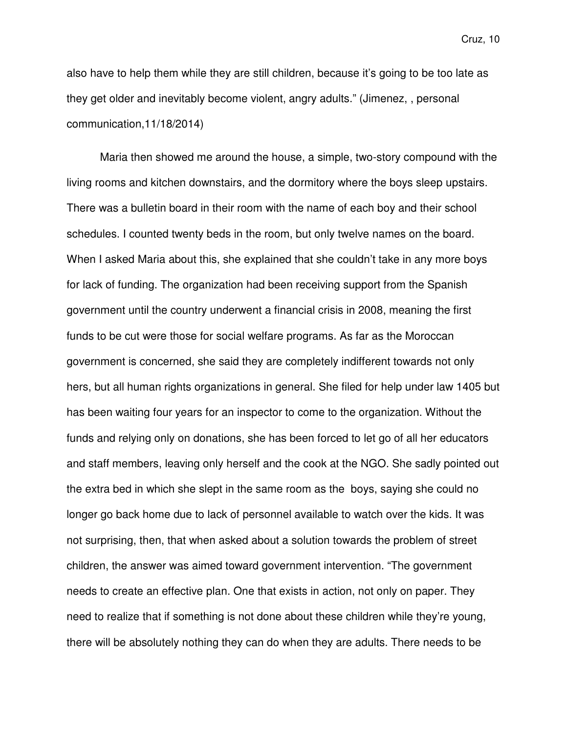also have to help them while they are still children, because it's going to be too late as they get older and inevitably become violent, angry adults." (Jimenez, , personal communication,11/18/2014)

Maria then showed me around the house, a simple, two-story compound with the living rooms and kitchen downstairs, and the dormitory where the boys sleep upstairs. There was a bulletin board in their room with the name of each boy and their school schedules. I counted twenty beds in the room, but only twelve names on the board. When I asked Maria about this, she explained that she couldn't take in any more boys for lack of funding. The organization had been receiving support from the Spanish government until the country underwent a financial crisis in 2008, meaning the first funds to be cut were those for social welfare programs. As far as the Moroccan government is concerned, she said they are completely indifferent towards not only hers, but all human rights organizations in general. She filed for help under law 1405 but has been waiting four years for an inspector to come to the organization. Without the funds and relying only on donations, she has been forced to let go of all her educators and staff members, leaving only herself and the cook at the NGO. She sadly pointed out the extra bed in which she slept in the same room as the boys, saying she could no longer go back home due to lack of personnel available to watch over the kids. It was not surprising, then, that when asked about a solution towards the problem of street children, the answer was aimed toward government intervention. "The government needs to create an effective plan. One that exists in action, not only on paper. They need to realize that if something is not done about these children while they're young, there will be absolutely nothing they can do when they are adults. There needs to be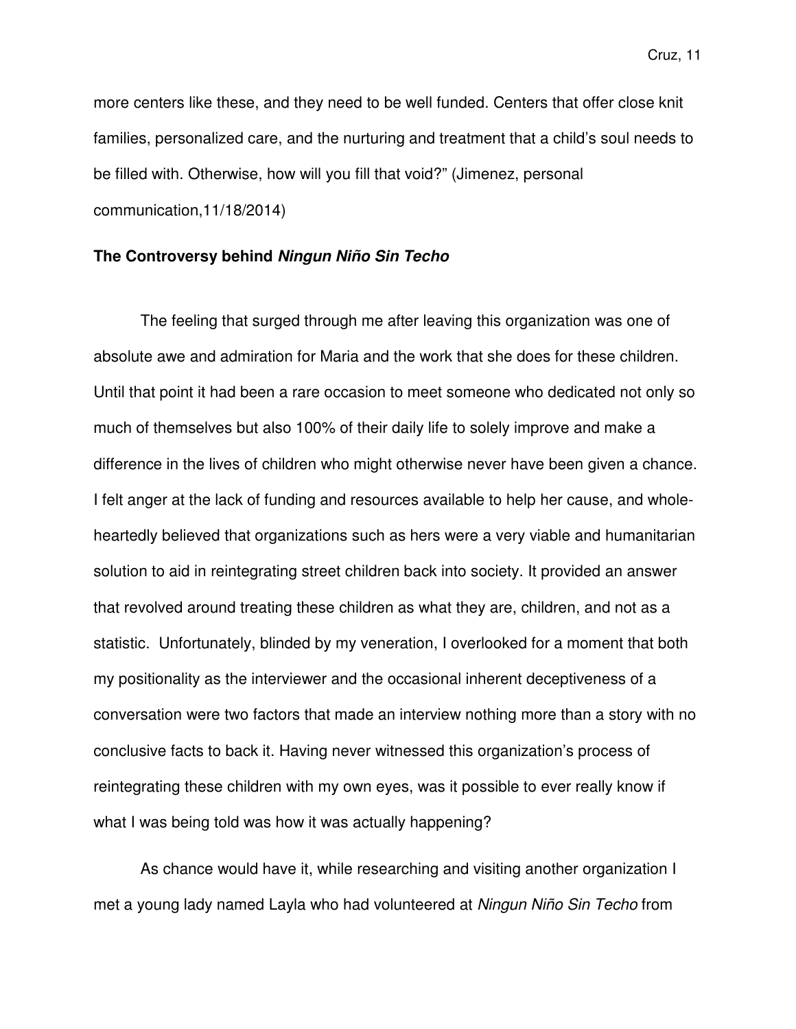more centers like these, and they need to be well funded. Centers that offer close knit families, personalized care, and the nurturing and treatment that a child's soul needs to be filled with. Otherwise, how will you fill that void?" (Jimenez, personal communication,11/18/2014)

**The Controversy behind *Ningun Niño Sin Techo***

The feeling that surged through me after leaving this organization was one of absolute awe and admiration for Maria and the work that she does for these children. Until that point it had been a rare occasion to meet someone who dedicated not only so much of themselves but also 100% of their daily life to solely improve and make a difference in the lives of children who might otherwise never have been given a chance. I felt anger at the lack of funding and resources available to help her cause, and whole-heartedly believed that organizations such as hers were a very viable and humanitarian solution to aid in reintegrating street children back into society. It provided an answer that revolved around treating these children as what they are, children, and not as a statistic. Unfortunately, blinded by my veneration, I overlooked for a moment that both my positionality as the interviewer and the occasional inherent deceptiveness of a conversation were two factors that made an interview nothing more than a story with no conclusive facts to back it. Having never witnessed this organization's process of reintegrating these children with my own eyes, was it possible to ever really know if what I was being told was how it was actually happening?

As chance would have it, while researching and visiting another organization I met a young lady named Layla who had volunteered at *Ningun Niño Sin Techo* from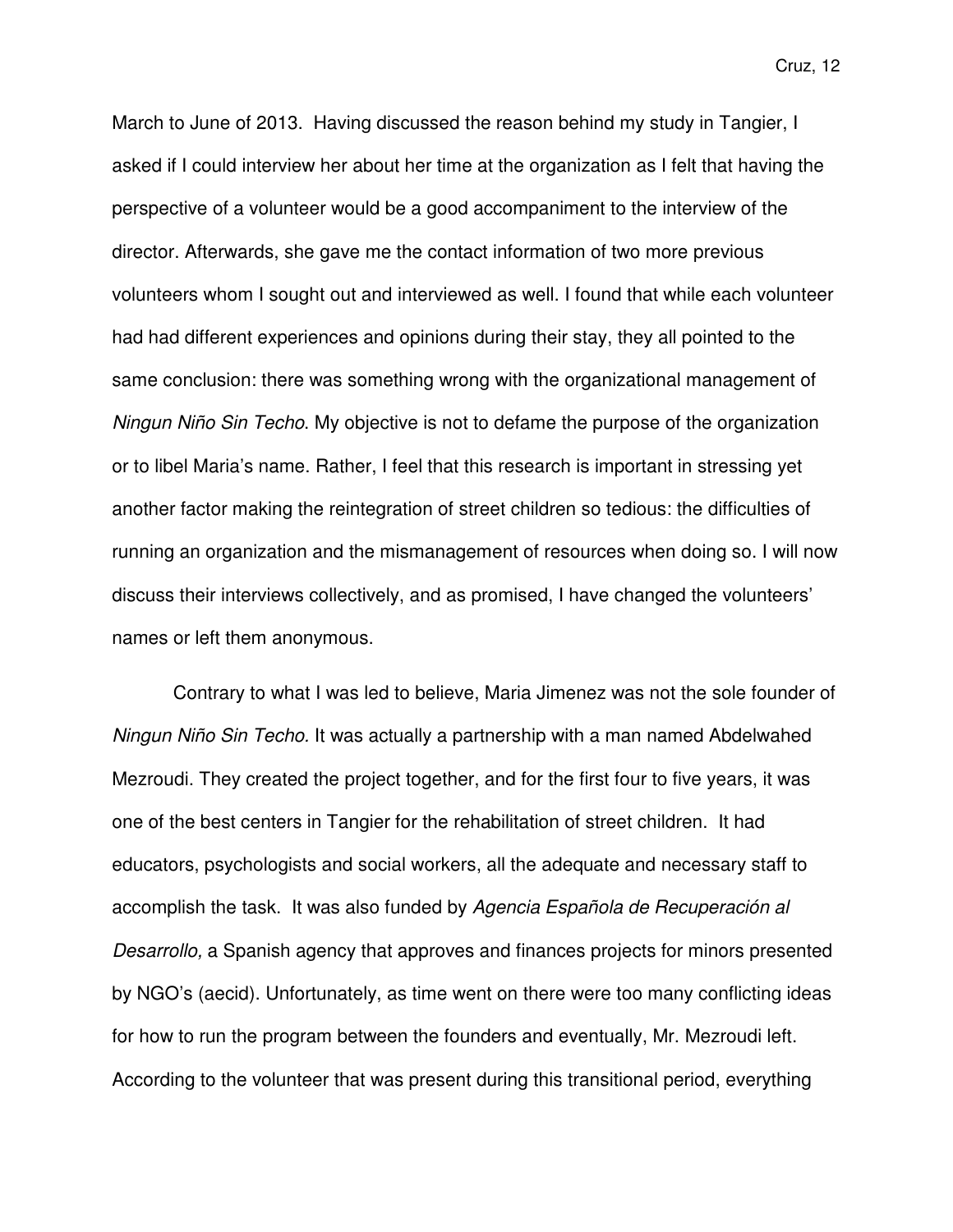March to June of 2013. Having discussed the reason behind my study in Tangier, I asked if I could interview her about her time at the organization as I felt that having the perspective of a volunteer would be a good accompaniment to the interview of the director. Afterwards, she gave me the contact information of two more previous volunteers whom I sought out and interviewed as well. I found that while each volunteer had had different experiences and opinions during their stay, they all pointed to the same conclusion: there was something wrong with the organizational management of *Ningun Niño Sin Techo*. My objective is not to defame the purpose of the organization or to libel Maria's name. Rather, I feel that this research is important in stressing yet another factor making the reintegration of street children so tedious: the difficulties of running an organization and the mismanagement of resources when doing so. I will now discuss their interviews collectively, and as promised, I have changed the volunteers' names or left them anonymous.

Contrary to what I was led to believe, Maria Jimenez was not the sole founder of *Ningun Niño Sin Techo.* It was actually a partnership with a man named Abdelwahed Mezroudi. They created the project together, and for the first four to five years, it was one of the best centers in Tangier for the rehabilitation of street children. It had educators, psychologists and social workers, all the adequate and necessary staff to accomplish the task. It was also funded by *Agencia Española de Recuperación al Desarrollo,* a Spanish agency that approves and finances projects for minors presented by NGO's (aecid). Unfortunately, as time went on there were too many conflicting ideas for how to run the program between the founders and eventually, Mr. Mezroudi left. According to the volunteer that was present during this transitional period, everything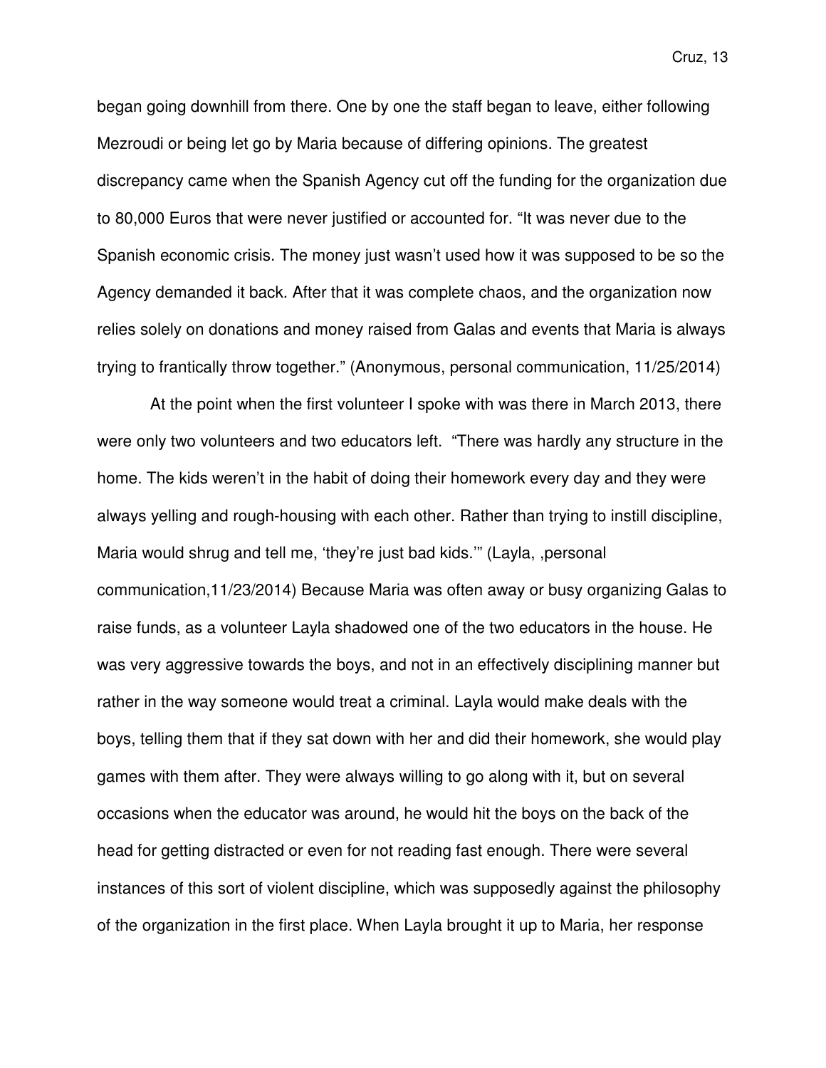began going downhill from there. One by one the staff began to leave, either following Mezroudi or being let go by Maria because of differing opinions. The greatest discrepancy came when the Spanish Agency cut off the funding for the organization due to 80,000 Euros that were never justified or accounted for. "It was never due to the Spanish economic crisis. The money just wasn't used how it was supposed to be so the Agency demanded it back. After that it was complete chaos, and the organization now relies solely on donations and money raised from Galas and events that Maria is always trying to frantically throw together." (Anonymous, personal communication, 11/25/2014)

At the point when the first volunteer I spoke with was there in March 2013, there were only two volunteers and two educators left. "There was hardly any structure in the home. The kids weren't in the habit of doing their homework every day and they were always yelling and rough-housing with each other. Rather than trying to instill discipline, Maria would shrug and tell me, 'they're just bad kids.'" (Layla, ,personal communication,11/23/2014) Because Maria was often away or busy organizing Galas to raise funds, as a volunteer Layla shadowed one of the two educators in the house. He was very aggressive towards the boys, and not in an effectively disciplining manner but rather in the way someone would treat a criminal. Layla would make deals with the boys, telling them that if they sat down with her and did their homework, she would play games with them after. They were always willing to go along with it, but on several occasions when the educator was around, he would hit the boys on the back of the head for getting distracted or even for not reading fast enough. There were several instances of this sort of violent discipline, which was supposedly against the philosophy of the organization in the first place. When Layla brought it up to Maria, her response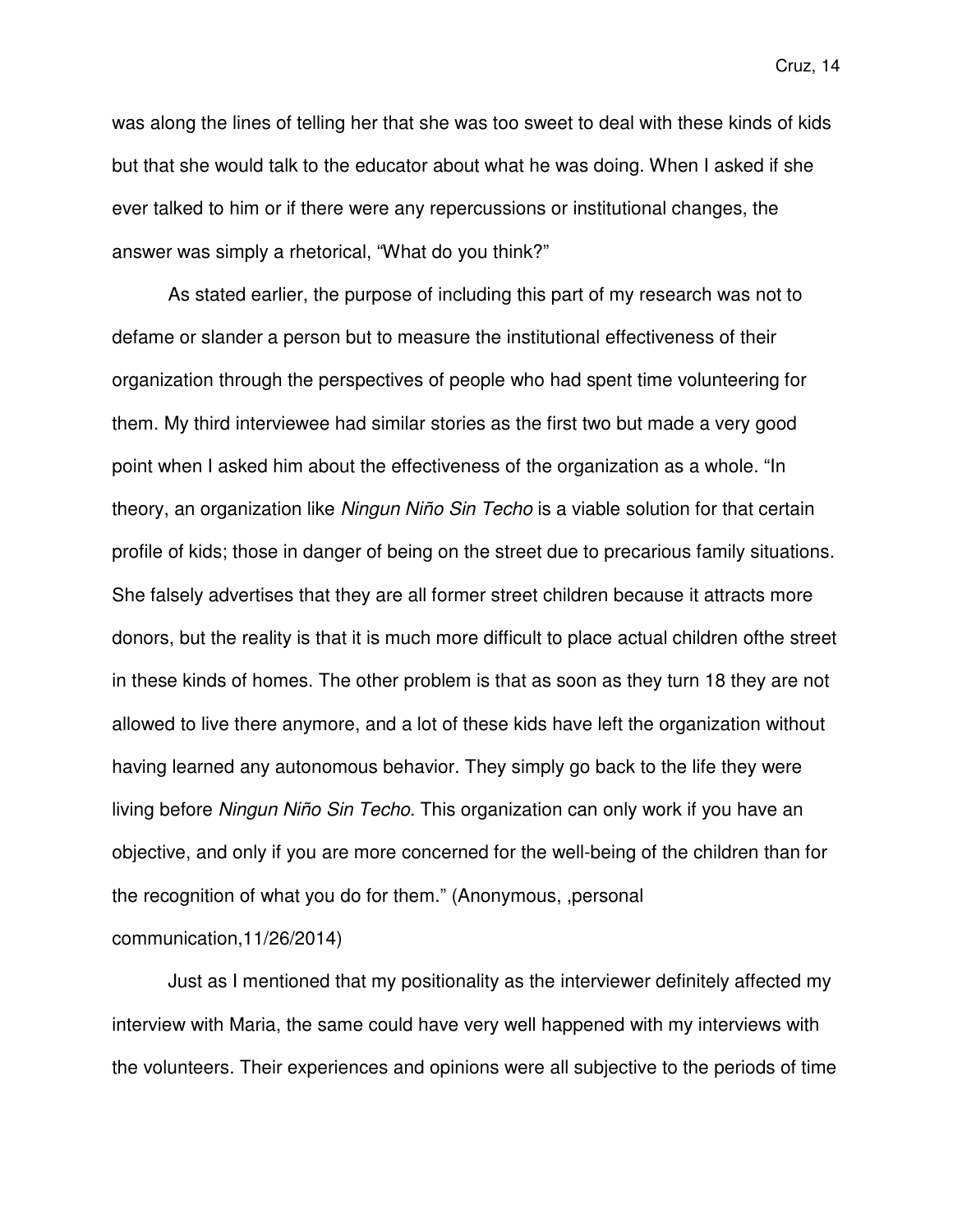was along the lines of telling her that she was too sweet to deal with these kinds of kids but that she would talk to the educator about what he was doing. When I asked if she ever talked to him or if there were any repercussions or institutional changes, the answer was simply a rhetorical, "What do you think?"

As stated earlier, the purpose of including this part of my research was not to defame or slander a person but to measure the institutional effectiveness of their organization through the perspectives of people who had spent time volunteering for them. My third interviewee had similar stories as the first two but made a very good point when I asked him about the effectiveness of the organization as a whole. "In theory, an organization like *Ningun Niño Sin Techo* is a viable solution for that certain profile of kids; those in danger of being on the street due to precarious family situations. She falsely advertises that they are all former street children because it attracts more donors, but the reality is that it is much more difficult to place actual children ofthe street in these kinds of homes. The other problem is that as soon as they turn 18 they are not allowed to live there anymore, and a lot of these kids have left the organization without having learned any autonomous behavior. They simply go back to the life they were living before *Ningun Niño Sin Techo*. This organization can only work if you have an objective, and only if you are more concerned for the well-being of the children than for the recognition of what you do for them." (Anonymous, ,personal communication,11/26/2014)

Just as I mentioned that my positionality as the interviewer definitely affected my interview with Maria, the same could have very well happened with my interviews with the volunteers. Their experiences and opinions were all subjective to the periods of time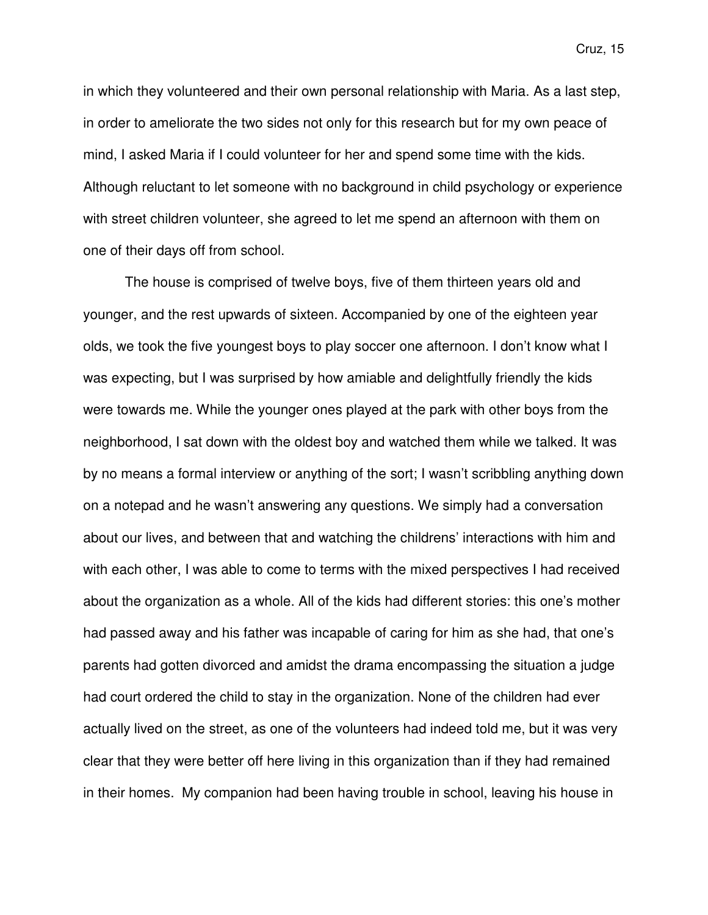in which they volunteered and their own personal relationship with Maria. As a last step, in order to ameliorate the two sides not only for this research but for my own peace of mind, I asked Maria if I could volunteer for her and spend some time with the kids. Although reluctant to let someone with no background in child psychology or experience with street children volunteer, she agreed to let me spend an afternoon with them on one of their days off from school.

The house is comprised of twelve boys, five of them thirteen years old and younger, and the rest upwards of sixteen. Accompanied by one of the eighteen year olds, we took the five youngest boys to play soccer one afternoon. I don't know what I was expecting, but I was surprised by how amiable and delightfully friendly the kids were towards me. While the younger ones played at the park with other boys from the neighborhood, I sat down with the oldest boy and watched them while we talked. It was by no means a formal interview or anything of the sort; I wasn't scribbling anything down on a notepad and he wasn't answering any questions. We simply had a conversation about our lives, and between that and watching the childrens' interactions with him and with each other, I was able to come to terms with the mixed perspectives I had received about the organization as a whole. All of the kids had different stories: this one's mother had passed away and his father was incapable of caring for him as she had, that one's parents had gotten divorced and amidst the drama encompassing the situation a judge had court ordered the child to stay in the organization. None of the children had ever actually lived on the street, as one of the volunteers had indeed told me, but it was very clear that they were better off here living in this organization than if they had remained in their homes. My companion had been having trouble in school, leaving his house in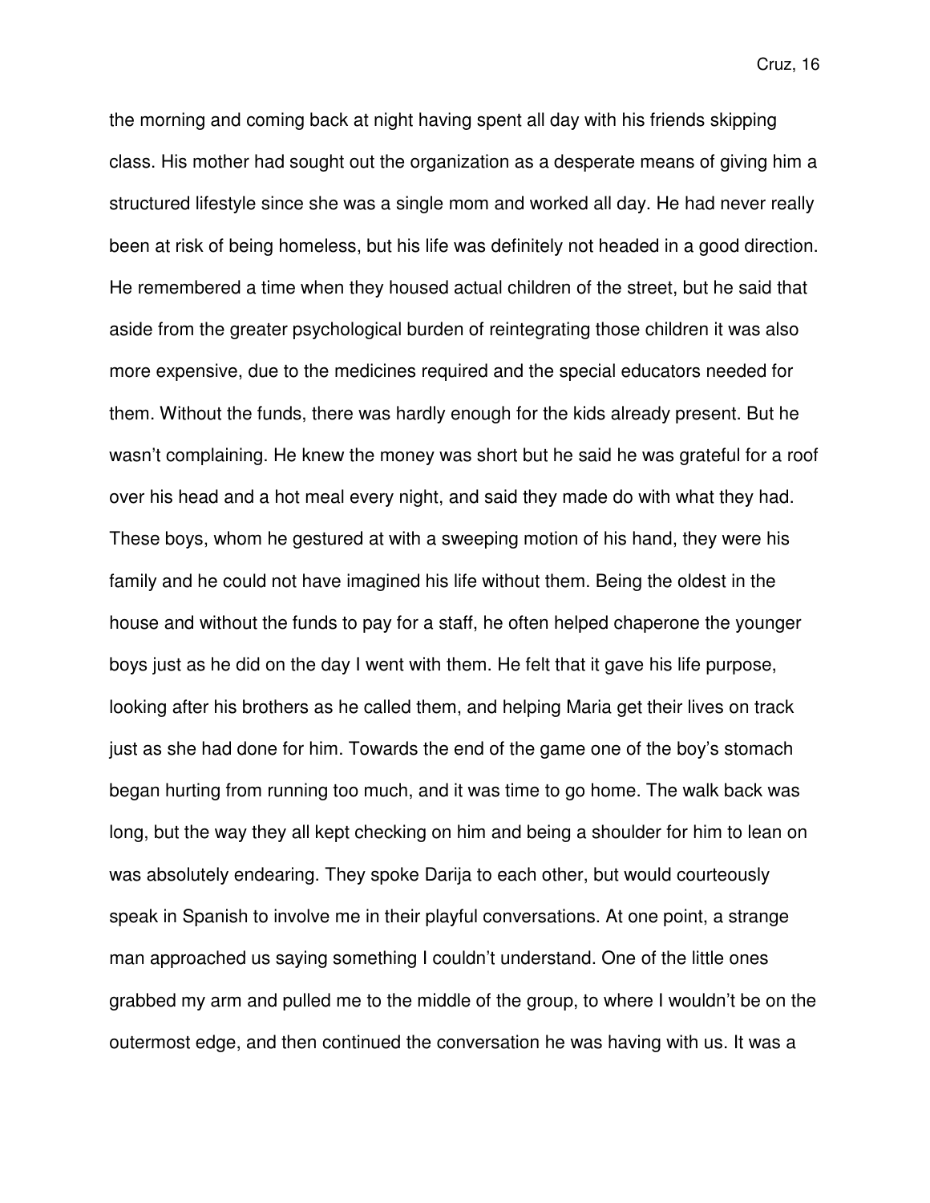the morning and coming back at night having spent all day with his friends skipping class. His mother had sought out the organization as a desperate means of giving him a structured lifestyle since she was a single mom and worked all day. He had never really been at risk of being homeless, but his life was definitely not headed in a good direction. He remembered a time when they housed actual children of the street, but he said that aside from the greater psychological burden of reintegrating those children it was also more expensive, due to the medicines required and the special educators needed for them. Without the funds, there was hardly enough for the kids already present. But he wasn't complaining. He knew the money was short but he said he was grateful for a roof over his head and a hot meal every night, and said they made do with what they had. These boys, whom he gestured at with a sweeping motion of his hand, they were his family and he could not have imagined his life without them. Being the oldest in the house and without the funds to pay for a staff, he often helped chaperone the younger boys just as he did on the day I went with them. He felt that it gave his life purpose, looking after his brothers as he called them, and helping Maria get their lives on track just as she had done for him. Towards the end of the game one of the boy's stomach began hurting from running too much, and it was time to go home. The walk back was long, but the way they all kept checking on him and being a shoulder for him to lean on was absolutely endearing. They spoke Darija to each other, but would courteously speak in Spanish to involve me in their playful conversations. At one point, a strange man approached us saying something I couldn't understand. One of the little ones grabbed my arm and pulled me to the middle of the group, to where I wouldn't be on the outermost edge, and then continued the conversation he was having with us. It was a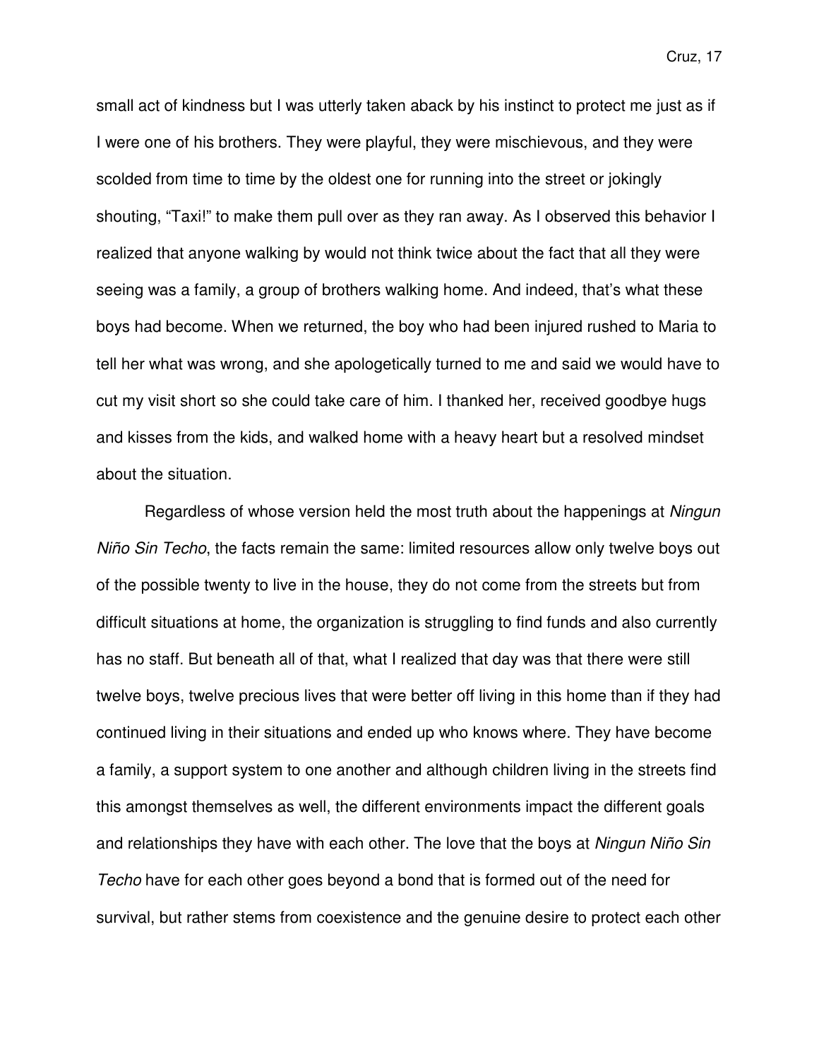small act of kindness but I was utterly taken aback by his instinct to protect me just as if I were one of his brothers. They were playful, they were mischievous, and they were scolded from time to time by the oldest one for running into the street or jokingly shouting, "Taxi!" to make them pull over as they ran away. As I observed this behavior I realized that anyone walking by would not think twice about the fact that all they were seeing was a family, a group of brothers walking home. And indeed, that's what these boys had become. When we returned, the boy who had been injured rushed to Maria to tell her what was wrong, and she apologetically turned to me and said we would have to cut my visit short so she could take care of him. I thanked her, received goodbye hugs and kisses from the kids, and walked home with a heavy heart but a resolved mindset about the situation.

Regardless of whose version held the most truth about the happenings at *Ningun Niño Sin Techo*, the facts remain the same: limited resources allow only twelve boys out of the possible twenty to live in the house, they do not come from the streets but from difficult situations at home, the organization is struggling to find funds and also currently has no staff. But beneath all of that, what I realized that day was that there were still twelve boys, twelve precious lives that were better off living in this home than if they had continued living in their situations and ended up who knows where. They have become a family, a support system to one another and although children living in the streets find this amongst themselves as well, the different environments impact the different goals and relationships they have with each other. The love that the boys at *Ningun Niño Sin Techo* have for each other goes beyond a bond that is formed out of the need for survival, but rather stems from coexistence and the genuine desire to protect each other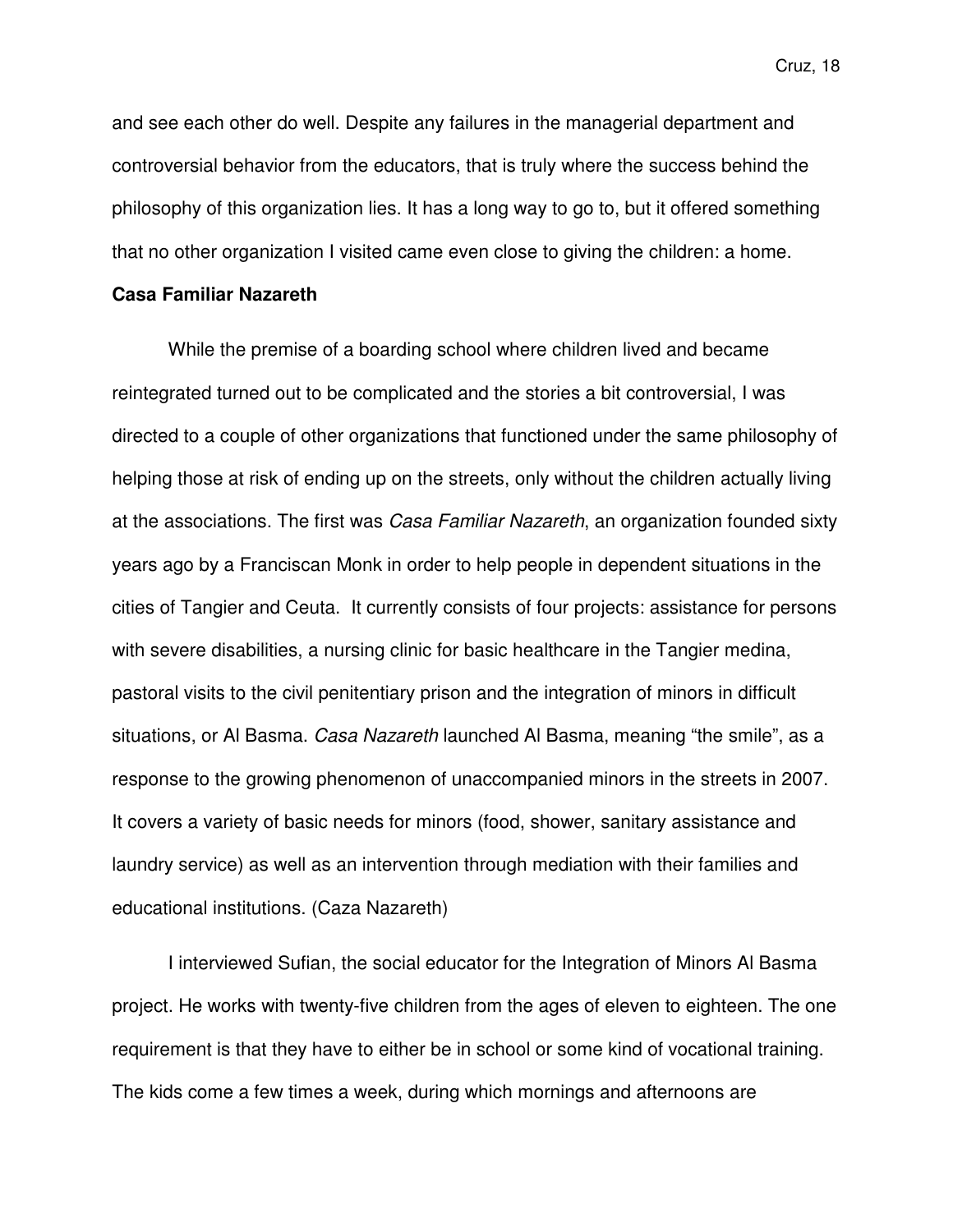and see each other do well. Despite any failures in the managerial department and controversial behavior from the educators, that is truly where the success behind the philosophy of this organization lies. It has a long way to go to, but it offered something that no other organization I visited came even close to giving the children: a home.

**Casa Familiar Nazareth**

While the premise of a boarding school where children lived and became reintegrated turned out to be complicated and the stories a bit controversial, I was directed to a couple of other organizations that functioned under the same philosophy of helping those at risk of ending up on the streets, only without the children actually living at the associations. The first was *Casa Familiar Nazareth*, an organization founded sixty years ago by a Franciscan Monk in order to help people in dependent situations in the cities of Tangier and Ceuta. It currently consists of four projects: assistance for persons with severe disabilities, a nursing clinic for basic healthcare in the Tangier medina, pastoral visits to the civil penitentiary prison and the integration of minors in difficult situations, or Al Basma. *Casa Nazareth* launched Al Basma, meaning "the smile", as a response to the growing phenomenon of unaccompanied minors in the streets in 2007. It covers a variety of basic needs for minors (food, shower, sanitary assistance and laundry service) as well as an intervention through mediation with their families and educational institutions. (Caza Nazareth)

I interviewed Sufian, the social educator for the Integration of Minors Al Basma project. He works with twenty-five children from the ages of eleven to eighteen. The one requirement is that they have to either be in school or some kind of vocational training. The kids come a few times a week, during which mornings and afternoons are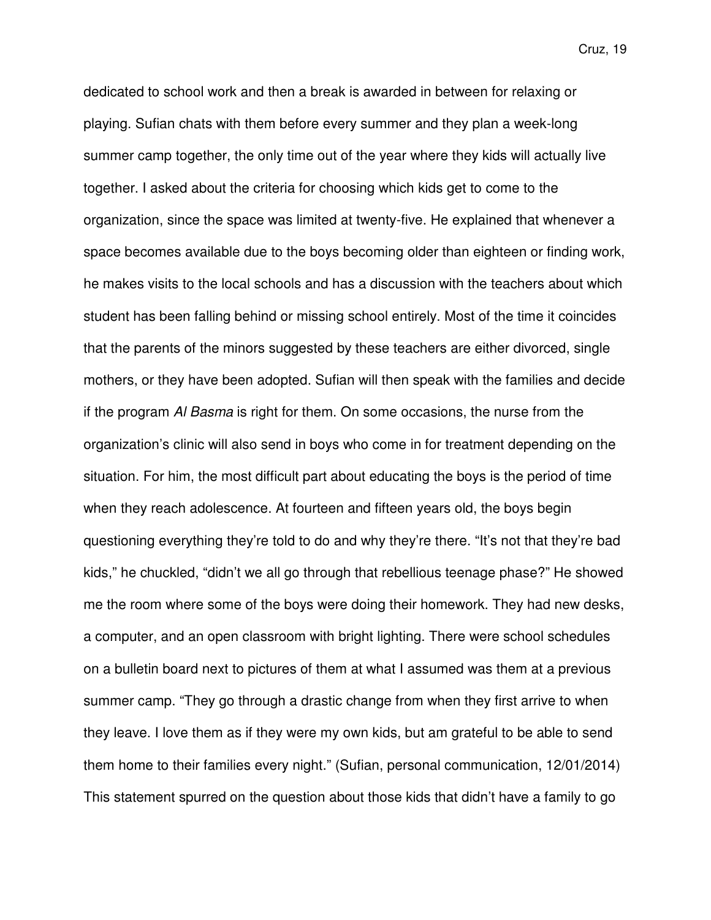dedicated to school work and then a break is awarded in between for relaxing or playing. Sufian chats with them before every summer and they plan a week-long summer camp together, the only time out of the year where they kids will actually live together. I asked about the criteria for choosing which kids get to come to the organization, since the space was limited at twenty-five. He explained that whenever a space becomes available due to the boys becoming older than eighteen or finding work, he makes visits to the local schools and has a discussion with the teachers about which student has been falling behind or missing school entirely. Most of the time it coincides that the parents of the minors suggested by these teachers are either divorced, single mothers, or they have been adopted. Sufian will then speak with the families and decide if the program *Al Basma* is right for them. On some occasions, the nurse from the organization's clinic will also send in boys who come in for treatment depending on the situation. For him, the most difficult part about educating the boys is the period of time when they reach adolescence. At fourteen and fifteen years old, the boys begin questioning everything they're told to do and why they're there. "It's not that they're bad kids," he chuckled, "didn't we all go through that rebellious teenage phase?" He showed me the room where some of the boys were doing their homework. They had new desks, a computer, and an open classroom with bright lighting. There were school schedules on a bulletin board next to pictures of them at what I assumed was them at a previous summer camp. "They go through a drastic change from when they first arrive to when they leave. I love them as if they were my own kids, but am grateful to be able to send them home to their families every night." (Sufian, personal communication, 12/01/2014) This statement spurred on the question about those kids that didn't have a family to go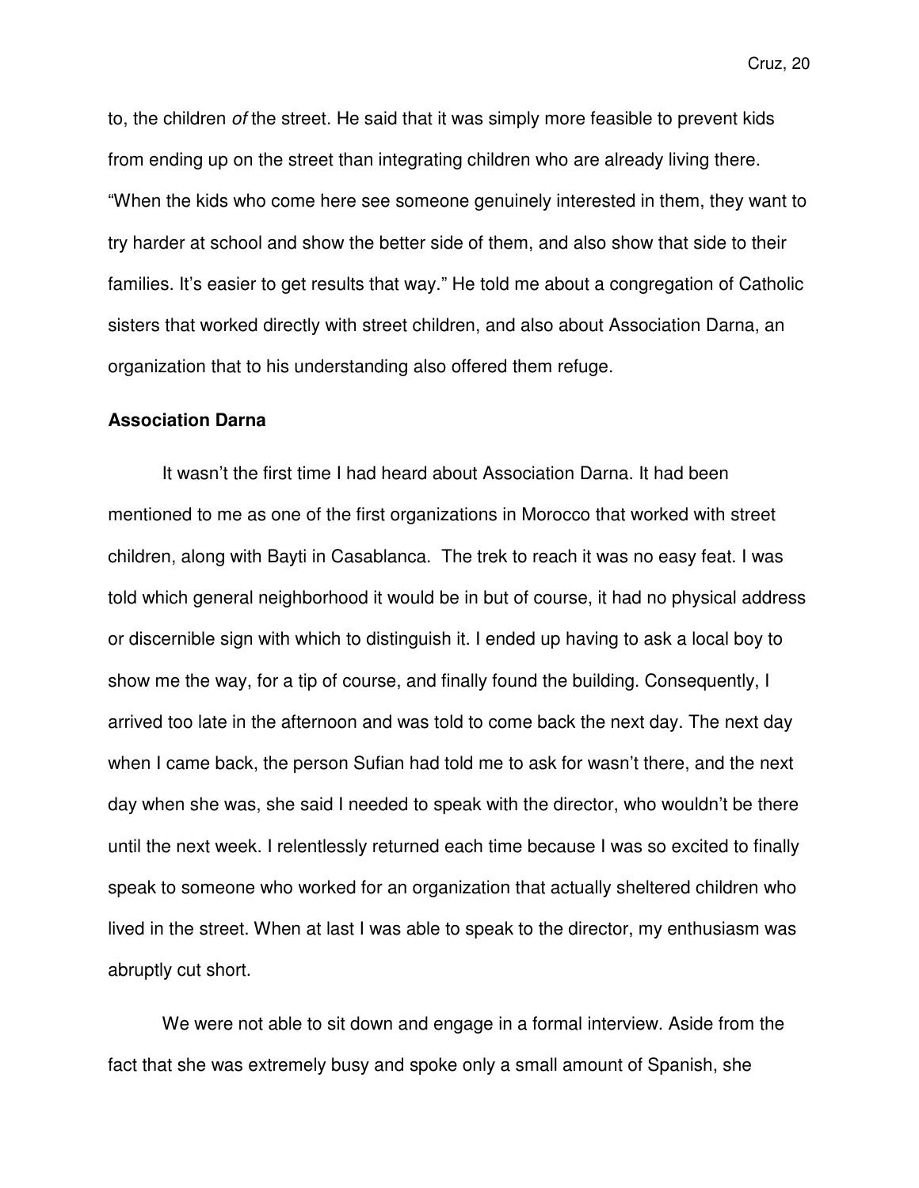to, the children *of* the street. He said that it was simply more feasible to prevent kids from ending up on the street than integrating children who are already living there. "When the kids who come here see someone genuinely interested in them, they want to try harder at school and show the better side of them, and also show that side to their families. It's easier to get results that way." He told me about a congregation of Catholic sisters that worked directly with street children, and also about Association Darna, an organization that to his understanding also offered them refuge.

**Association Darna**

It wasn't the first time I had heard about Association Darna. It had been mentioned to me as one of the first organizations in Morocco that worked with street children, along with Bayti in Casablanca. The trek to reach it was no easy feat. I was told which general neighborhood it would be in but of course, it had no physical address or discernible sign with which to distinguish it. I ended up having to ask a local boy to show me the way, for a tip of course, and finally found the building. Consequently, I arrived too late in the afternoon and was told to come back the next day. The next day when I came back, the person Sufian had told me to ask for wasn't there, and the next day when she was, she said I needed to speak with the director, who wouldn't be there until the next week. I relentlessly returned each time because I was so excited to finally speak to someone who worked for an organization that actually sheltered children who lived in the street. When at last I was able to speak to the director, my enthusiasm was abruptly cut short.

We were not able to sit down and engage in a formal interview. Aside from the fact that she was extremely busy and spoke only a small amount of Spanish, she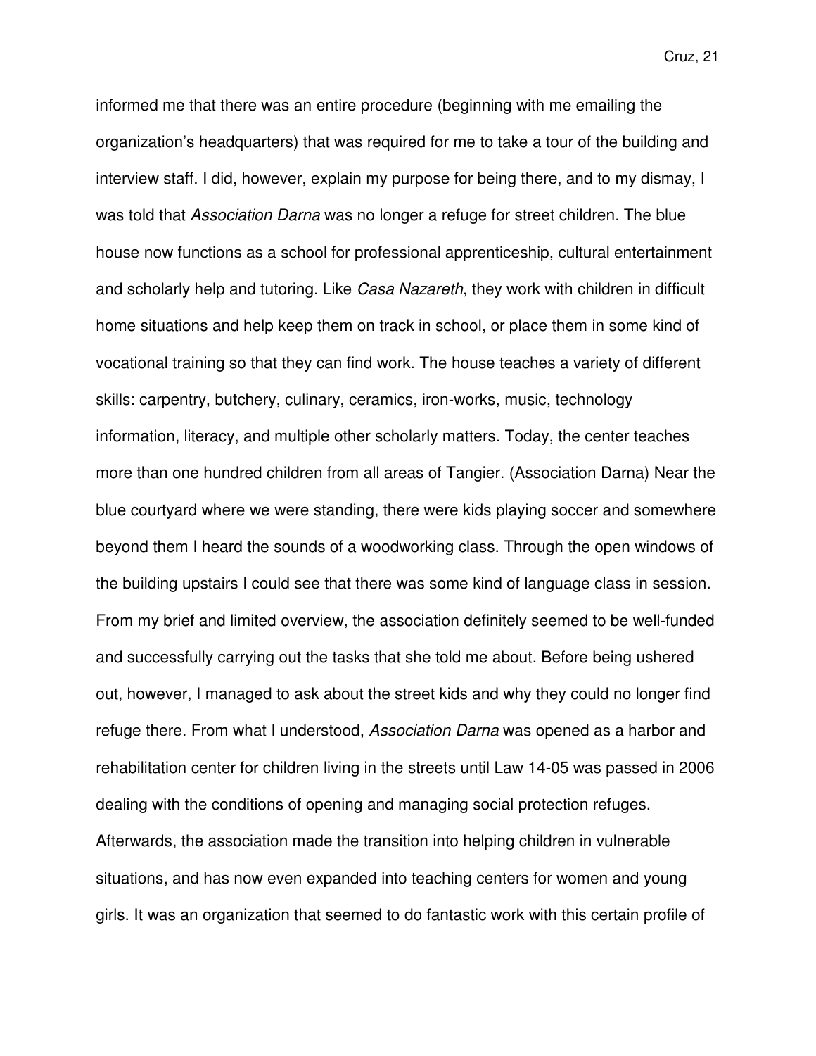informed me that there was an entire procedure (beginning with me emailing the organization's headquarters) that was required for me to take a tour of the building and interview staff. I did, however, explain my purpose for being there, and to my dismay, I was told that *Association Darna* was no longer a refuge for street children. The blue house now functions as a school for professional apprenticeship, cultural entertainment and scholarly help and tutoring. Like *Casa Nazareth*, they work with children in difficult home situations and help keep them on track in school, or place them in some kind of vocational training so that they can find work. The house teaches a variety of different skills: carpentry, butchery, culinary, ceramics, iron-works, music, technology information, literacy, and multiple other scholarly matters. Today, the center teaches more than one hundred children from all areas of Tangier. (Association Darna) Near the blue courtyard where we were standing, there were kids playing soccer and somewhere beyond them I heard the sounds of a woodworking class. Through the open windows of the building upstairs I could see that there was some kind of language class in session. From my brief and limited overview, the association definitely seemed to be well-funded and successfully carrying out the tasks that she told me about. Before being ushered out, however, I managed to ask about the street kids and why they could no longer find refuge there. From what I understood, *Association Darna* was opened as a harbor and rehabilitation center for children living in the streets until Law 14-05 was passed in 2006 dealing with the conditions of opening and managing social protection refuges. Afterwards, the association made the transition into helping children in vulnerable situations, and has now even expanded into teaching centers for women and young girls. It was an organization that seemed to do fantastic work with this certain profile of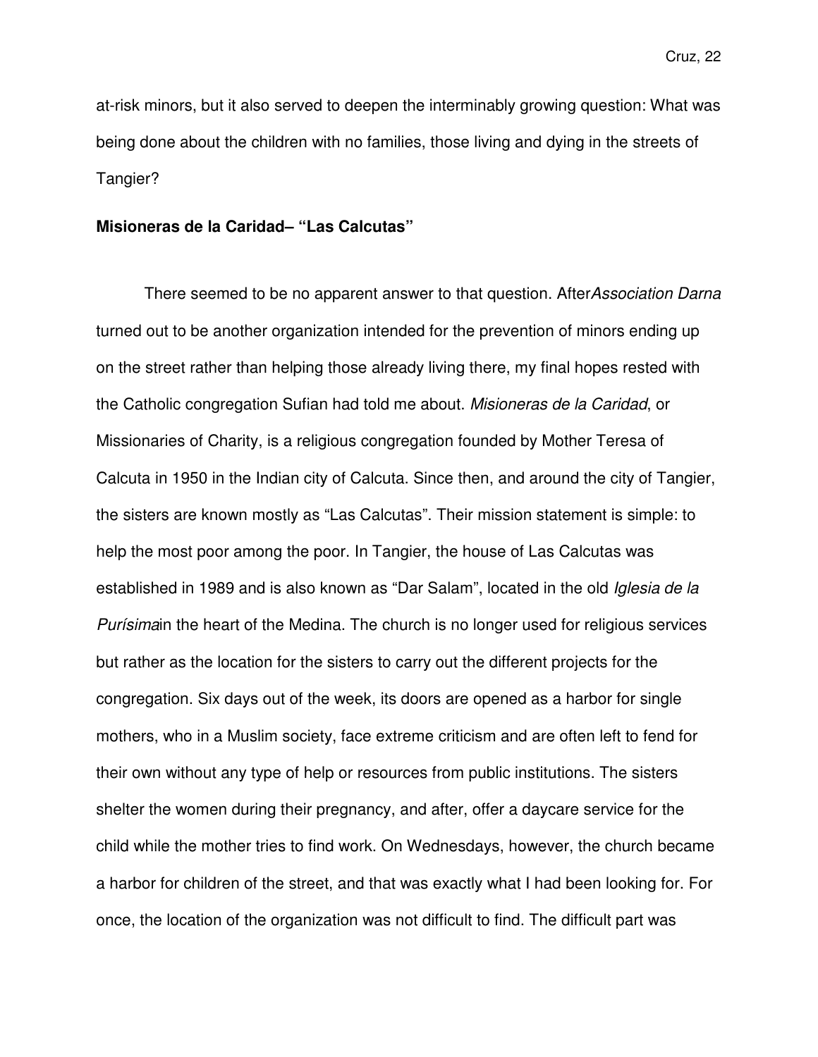at-risk minors, but it also served to deepen the interminably growing question: What was being done about the children with no families, those living and dying in the streets of Tangier?

**Misioneras de la Caridad– "Las Calcutas"**

There seemed to be no apparent answer to that question. After*Association Darna* turned out to be another organization intended for the prevention of minors ending up on the street rather than helping those already living there, my final hopes rested with the Catholic congregation Sufian had told me about. *Misioneras de la Caridad*, or Missionaries of Charity, is a religious congregation founded by Mother Teresa of Calcuta in 1950 in the Indian city of Calcuta. Since then, and around the city of Tangier, the sisters are known mostly as "Las Calcutas". Their mission statement is simple: to help the most poor among the poor. In Tangier, the house of Las Calcutas was established in 1989 and is also known as "Dar Salam", located in the old *Iglesia de la Purísima*in the heart of the Medina. The church is no longer used for religious services but rather as the location for the sisters to carry out the different projects for the congregation. Six days out of the week, its doors are opened as a harbor for single mothers, who in a Muslim society, face extreme criticism and are often left to fend for their own without any type of help or resources from public institutions. The sisters shelter the women during their pregnancy, and after, offer a daycare service for the child while the mother tries to find work. On Wednesdays, however, the church became a harbor for children of the street, and that was exactly what I had been looking for. For once, the location of the organization was not difficult to find. The difficult part was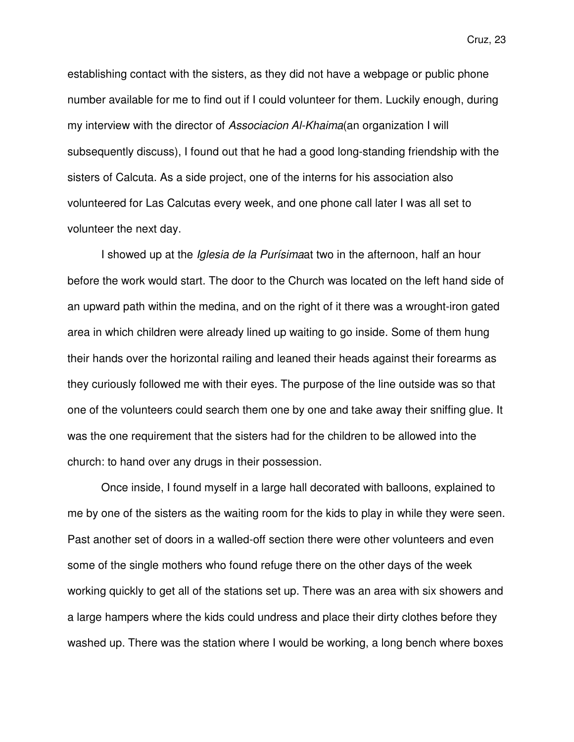establishing contact with the sisters, as they did not have a webpage or public phone number available for me to find out if I could volunteer for them. Luckily enough, during my interview with the director of *Associacion Al-Khaima*(an organization I will subsequently discuss), I found out that he had a good long-standing friendship with the sisters of Calcuta. As a side project, one of the interns for his association also volunteered for Las Calcutas every week, and one phone call later I was all set to volunteer the next day.

I showed up at the *Iglesia de la Purísima*at two in the afternoon, half an hour before the work would start. The door to the Church was located on the left hand side of an upward path within the medina, and on the right of it there was a wrought-iron gated area in which children were already lined up waiting to go inside. Some of them hung their hands over the horizontal railing and leaned their heads against their forearms as they curiously followed me with their eyes. The purpose of the line outside was so that one of the volunteers could search them one by one and take away their sniffing glue. It was the one requirement that the sisters had for the children to be allowed into the church: to hand over any drugs in their possession.

Once inside, I found myself in a large hall decorated with balloons, explained to me by one of the sisters as the waiting room for the kids to play in while they were seen. Past another set of doors in a walled-off section there were other volunteers and even some of the single mothers who found refuge there on the other days of the week working quickly to get all of the stations set up. There was an area with six showers and a large hampers where the kids could undress and place their dirty clothes before they washed up. There was the station where I would be working, a long bench where boxes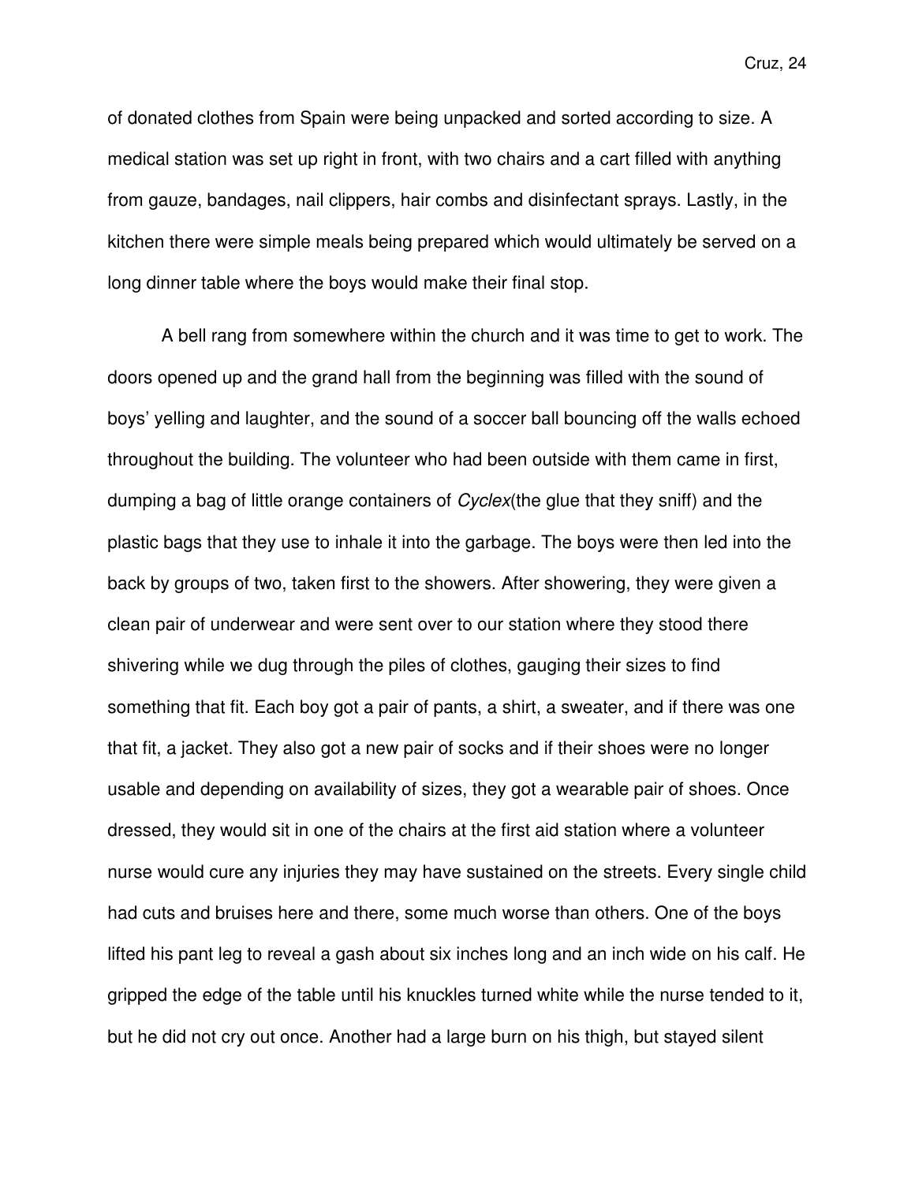of donated clothes from Spain were being unpacked and sorted according to size. A medical station was set up right in front, with two chairs and a cart filled with anything from gauze, bandages, nail clippers, hair combs and disinfectant sprays. Lastly, in the kitchen there were simple meals being prepared which would ultimately be served on a long dinner table where the boys would make their final stop.

A bell rang from somewhere within the church and it was time to get to work. The doors opened up and the grand hall from the beginning was filled with the sound of boys' yelling and laughter, and the sound of a soccer ball bouncing off the walls echoed throughout the building. The volunteer who had been outside with them came in first, dumping a bag of little orange containers of *Cyclex*(the glue that they sniff) and the plastic bags that they use to inhale it into the garbage. The boys were then led into the back by groups of two, taken first to the showers. After showering, they were given a clean pair of underwear and were sent over to our station where they stood there shivering while we dug through the piles of clothes, gauging their sizes to find something that fit. Each boy got a pair of pants, a shirt, a sweater, and if there was one that fit, a jacket. They also got a new pair of socks and if their shoes were no longer usable and depending on availability of sizes, they got a wearable pair of shoes. Once dressed, they would sit in one of the chairs at the first aid station where a volunteer nurse would cure any injuries they may have sustained on the streets. Every single child had cuts and bruises here and there, some much worse than others. One of the boys lifted his pant leg to reveal a gash about six inches long and an inch wide on his calf. He gripped the edge of the table until his knuckles turned white while the nurse tended to it, but he did not cry out once. Another had a large burn on his thigh, but stayed silent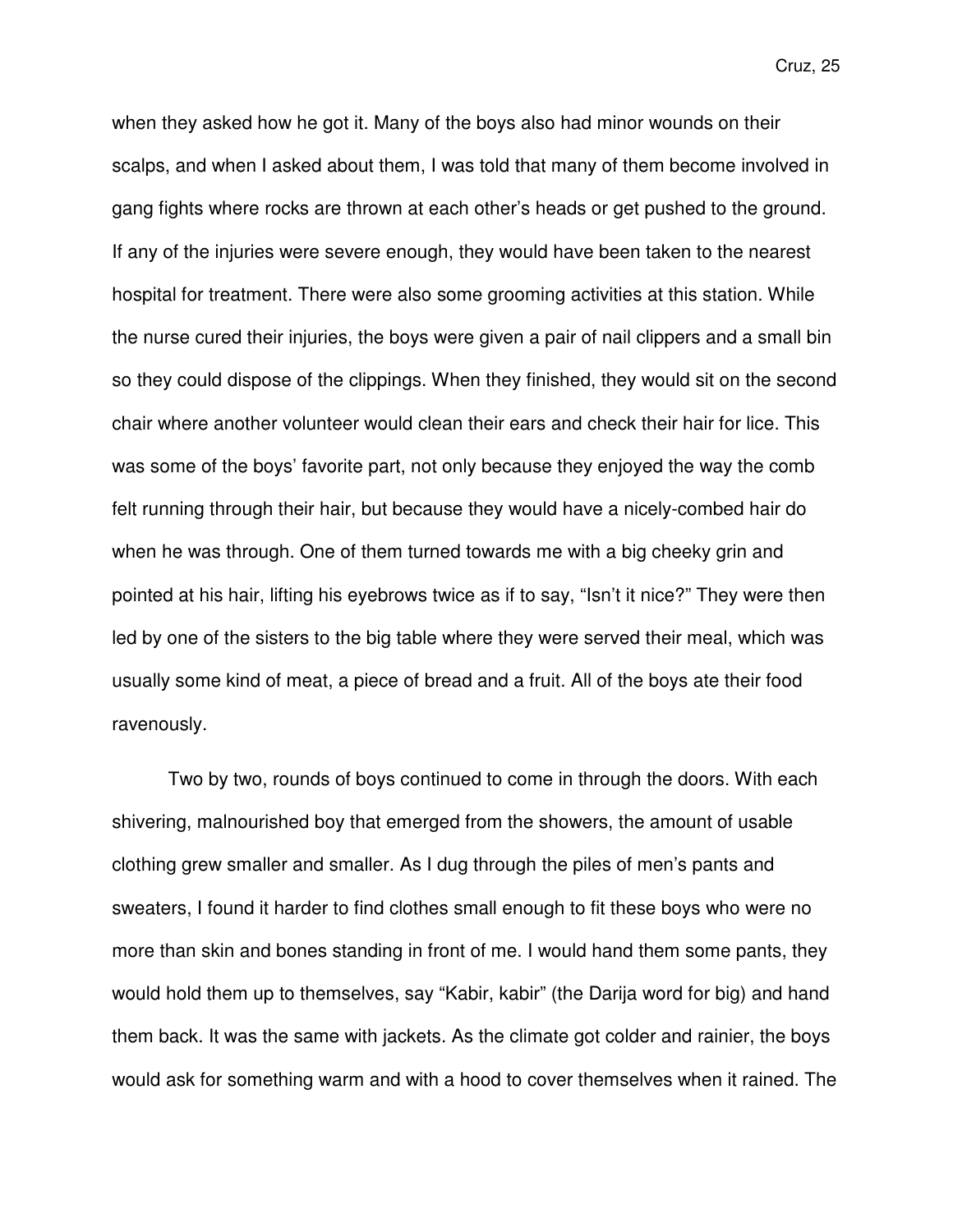when they asked how he got it. Many of the boys also had minor wounds on their scalps, and when I asked about them, I was told that many of them become involved in gang fights where rocks are thrown at each other's heads or get pushed to the ground. If any of the injuries were severe enough, they would have been taken to the nearest hospital for treatment. There were also some grooming activities at this station. While the nurse cured their injuries, the boys were given a pair of nail clippers and a small bin so they could dispose of the clippings. When they finished, they would sit on the second chair where another volunteer would clean their ears and check their hair for lice. This was some of the boys' favorite part, not only because they enjoyed the way the comb felt running through their hair, but because they would have a nicely-combed hair do when he was through. One of them turned towards me with a big cheeky grin and pointed at his hair, lifting his eyebrows twice as if to say, "Isn't it nice?" They were then led by one of the sisters to the big table where they were served their meal, which was usually some kind of meat, a piece of bread and a fruit. All of the boys ate their food ravenously.

Two by two, rounds of boys continued to come in through the doors. With each shivering, malnourished boy that emerged from the showers, the amount of usable clothing grew smaller and smaller. As I dug through the piles of men's pants and sweaters, I found it harder to find clothes small enough to fit these boys who were no more than skin and bones standing in front of me. I would hand them some pants, they would hold them up to themselves, say "Kabir, kabir" (the Darija word for big) and hand them back. It was the same with jackets. As the climate got colder and rainier, the boys would ask for something warm and with a hood to cover themselves when it rained. The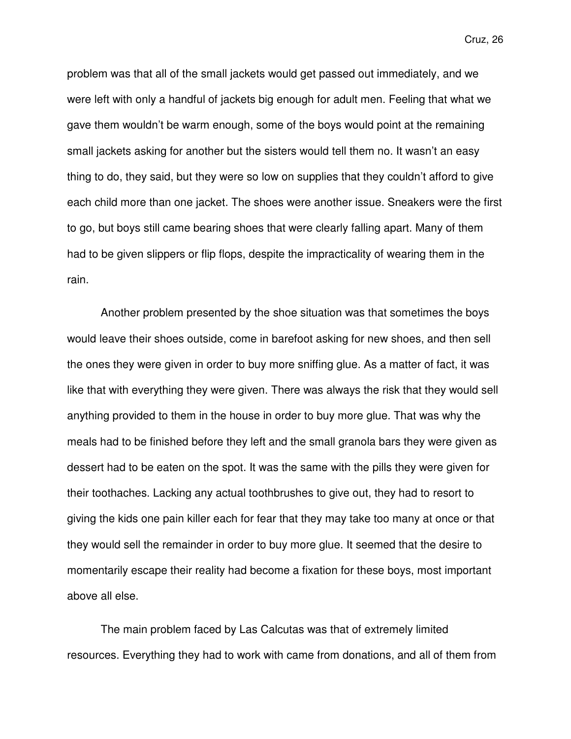problem was that all of the small jackets would get passed out immediately, and we were left with only a handful of jackets big enough for adult men. Feeling that what we gave them wouldn't be warm enough, some of the boys would point at the remaining small jackets asking for another but the sisters would tell them no. It wasn't an easy thing to do, they said, but they were so low on supplies that they couldn't afford to give each child more than one jacket. The shoes were another issue. Sneakers were the first to go, but boys still came bearing shoes that were clearly falling apart. Many of them had to be given slippers or flip flops, despite the impracticality of wearing them in the rain.

Another problem presented by the shoe situation was that sometimes the boys would leave their shoes outside, come in barefoot asking for new shoes, and then sell the ones they were given in order to buy more sniffing glue. As a matter of fact, it was like that with everything they were given. There was always the risk that they would sell anything provided to them in the house in order to buy more glue. That was why the meals had to be finished before they left and the small granola bars they were given as dessert had to be eaten on the spot. It was the same with the pills they were given for their toothaches. Lacking any actual toothbrushes to give out, they had to resort to giving the kids one pain killer each for fear that they may take too many at once or that they would sell the remainder in order to buy more glue. It seemed that the desire to momentarily escape their reality had become a fixation for these boys, most important above all else.

The main problem faced by Las Calcutas was that of extremely limited resources. Everything they had to work with came from donations, and all of them from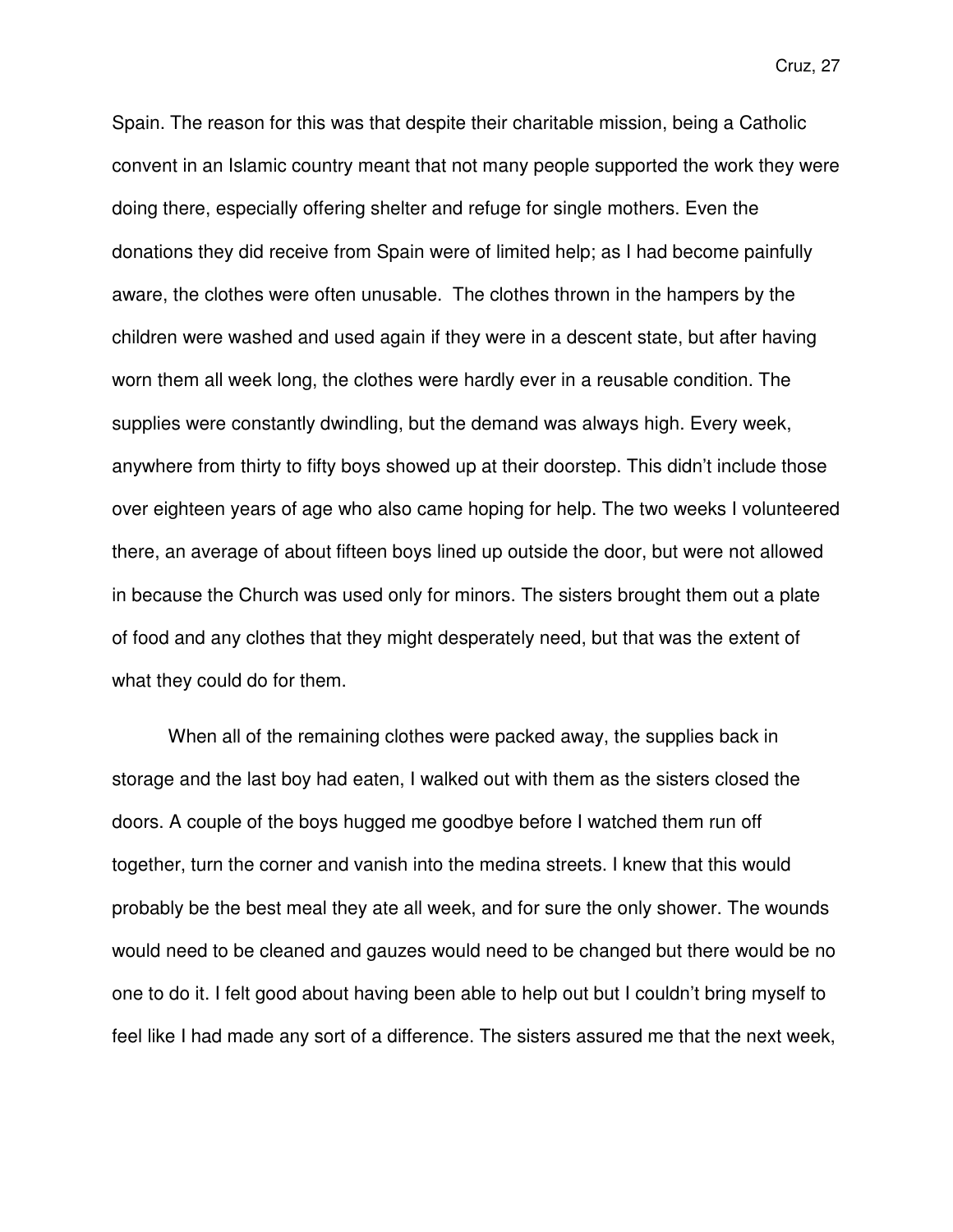Spain. The reason for this was that despite their charitable mission, being a Catholic convent in an Islamic country meant that not many people supported the work they were doing there, especially offering shelter and refuge for single mothers. Even the donations they did receive from Spain were of limited help; as I had become painfully aware, the clothes were often unusable. The clothes thrown in the hampers by the children were washed and used again if they were in a descent state, but after having worn them all week long, the clothes were hardly ever in a reusable condition. The supplies were constantly dwindling, but the demand was always high. Every week, anywhere from thirty to fifty boys showed up at their doorstep. This didn't include those over eighteen years of age who also came hoping for help. The two weeks I volunteered there, an average of about fifteen boys lined up outside the door, but were not allowed in because the Church was used only for minors. The sisters brought them out a plate of food and any clothes that they might desperately need, but that was the extent of what they could do for them.

When all of the remaining clothes were packed away, the supplies back in storage and the last boy had eaten, I walked out with them as the sisters closed the doors. A couple of the boys hugged me goodbye before I watched them run off together, turn the corner and vanish into the medina streets. I knew that this would probably be the best meal they ate all week, and for sure the only shower. The wounds would need to be cleaned and gauzes would need to be changed but there would be no one to do it. I felt good about having been able to help out but I couldn't bring myself to feel like I had made any sort of a difference. The sisters assured me that the next week,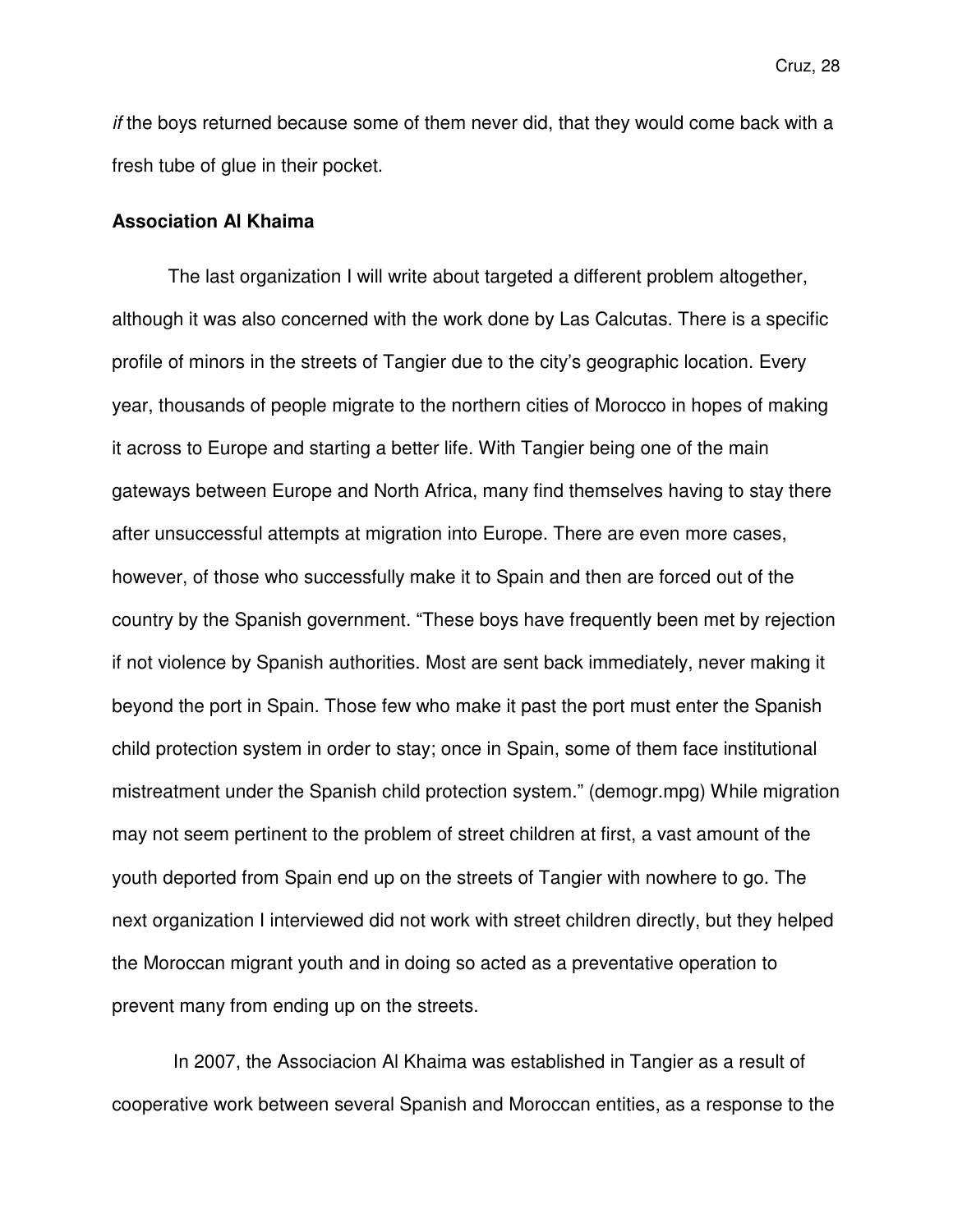*if* the boys returned because some of them never did, that they would come back with a fresh tube of glue in their pocket.

**Association Al Khaima**

The last organization I will write about targeted a different problem altogether, although it was also concerned with the work done by Las Calcutas. There is a specific profile of minors in the streets of Tangier due to the city's geographic location. Every year, thousands of people migrate to the northern cities of Morocco in hopes of making it across to Europe and starting a better life. With Tangier being one of the main gateways between Europe and North Africa, many find themselves having to stay there after unsuccessful attempts at migration into Europe. There are even more cases, however, of those who successfully make it to Spain and then are forced out of the country by the Spanish government. "These boys have frequently been met by rejection if not violence by Spanish authorities. Most are sent back immediately, never making it beyond the port in Spain. Those few who make it past the port must enter the Spanish child protection system in order to stay; once in Spain, some of them face institutional mistreatment under the Spanish child protection system." (demogr.mpg) While migration may not seem pertinent to the problem of street children at first, a vast amount of the youth deported from Spain end up on the streets of Tangier with nowhere to go. The next organization I interviewed did not work with street children directly, but they helped the Moroccan migrant youth and in doing so acted as a preventative operation to prevent many from ending up on the streets.

In 2007, the Associacion Al Khaima was established in Tangier as a result of cooperative work between several Spanish and Moroccan entities, as a response to the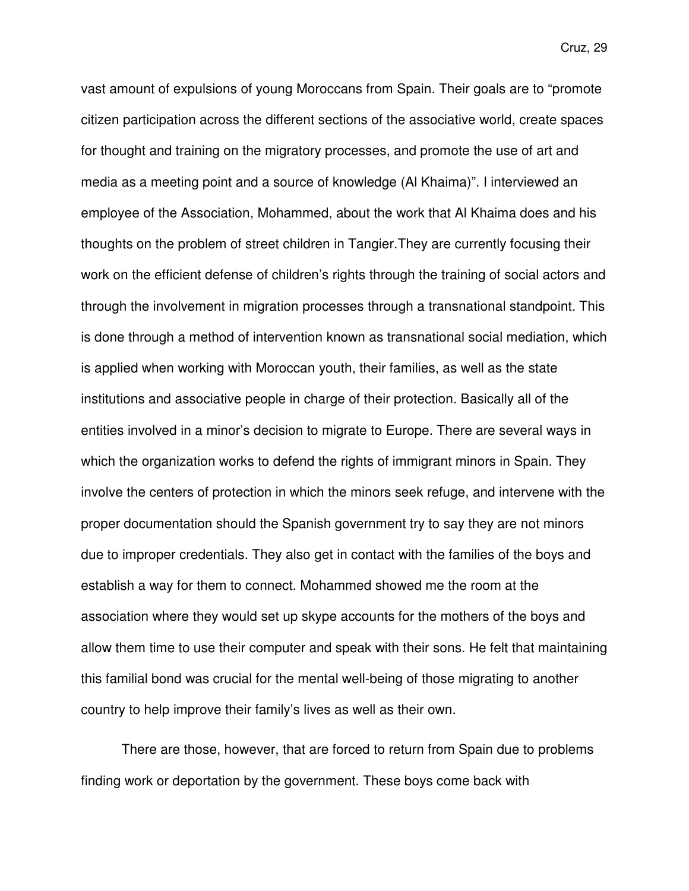vast amount of expulsions of young Moroccans from Spain. Their goals are to "promote citizen participation across the different sections of the associative world, create spaces for thought and training on the migratory processes, and promote the use of art and media as a meeting point and a source of knowledge (Al Khaima)". I interviewed an employee of the Association, Mohammed, about the work that Al Khaima does and his thoughts on the problem of street children in Tangier.They are currently focusing their work on the efficient defense of children's rights through the training of social actors and through the involvement in migration processes through a transnational standpoint. This is done through a method of intervention known as transnational social mediation, which is applied when working with Moroccan youth, their families, as well as the state institutions and associative people in charge of their protection. Basically all of the entities involved in a minor's decision to migrate to Europe. There are several ways in which the organization works to defend the rights of immigrant minors in Spain. They involve the centers of protection in which the minors seek refuge, and intervene with the proper documentation should the Spanish government try to say they are not minors due to improper credentials. They also get in contact with the families of the boys and establish a way for them to connect. Mohammed showed me the room at the association where they would set up skype accounts for the mothers of the boys and allow them time to use their computer and speak with their sons. He felt that maintaining this familial bond was crucial for the mental well-being of those migrating to another country to help improve their family's lives as well as their own.

There are those, however, that are forced to return from Spain due to problems finding work or deportation by the government. These boys come back with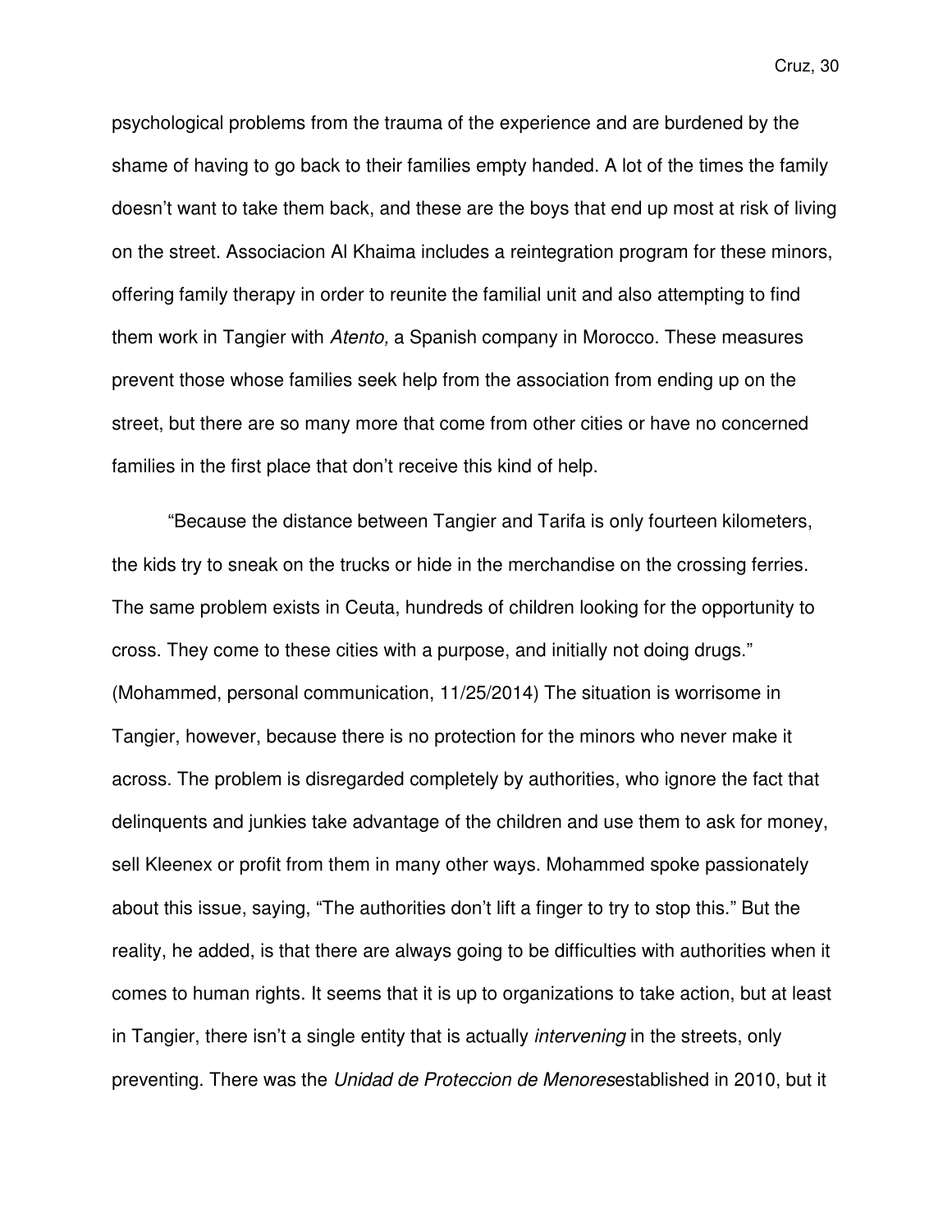psychological problems from the trauma of the experience and are burdened by the shame of having to go back to their families empty handed. A lot of the times the family doesn't want to take them back, and these are the boys that end up most at risk of living on the street. Associacion Al Khaima includes a reintegration program for these minors, offering family therapy in order to reunite the familial unit and also attempting to find them work in Tangier with *Atento,* a Spanish company in Morocco. These measures prevent those whose families seek help from the association from ending up on the street, but there are so many more that come from other cities or have no concerned families in the first place that don't receive this kind of help.

"Because the distance between Tangier and Tarifa is only fourteen kilometers, the kids try to sneak on the trucks or hide in the merchandise on the crossing ferries. The same problem exists in Ceuta, hundreds of children looking for the opportunity to cross. They come to these cities with a purpose, and initially not doing drugs." (Mohammed, personal communication, 11/25/2014) The situation is worrisome in Tangier, however, because there is no protection for the minors who never make it across. The problem is disregarded completely by authorities, who ignore the fact that delinquents and junkies take advantage of the children and use them to ask for money, sell Kleenex or profit from them in many other ways. Mohammed spoke passionately about this issue, saying, "The authorities don't lift a finger to try to stop this." But the reality, he added, is that there are always going to be difficulties with authorities when it comes to human rights. It seems that it is up to organizations to take action, but at least in Tangier, there isn't a single entity that is actually *intervening* in the streets, only preventing. There was the *Unidad de Proteccion de Menores*established in 2010, but it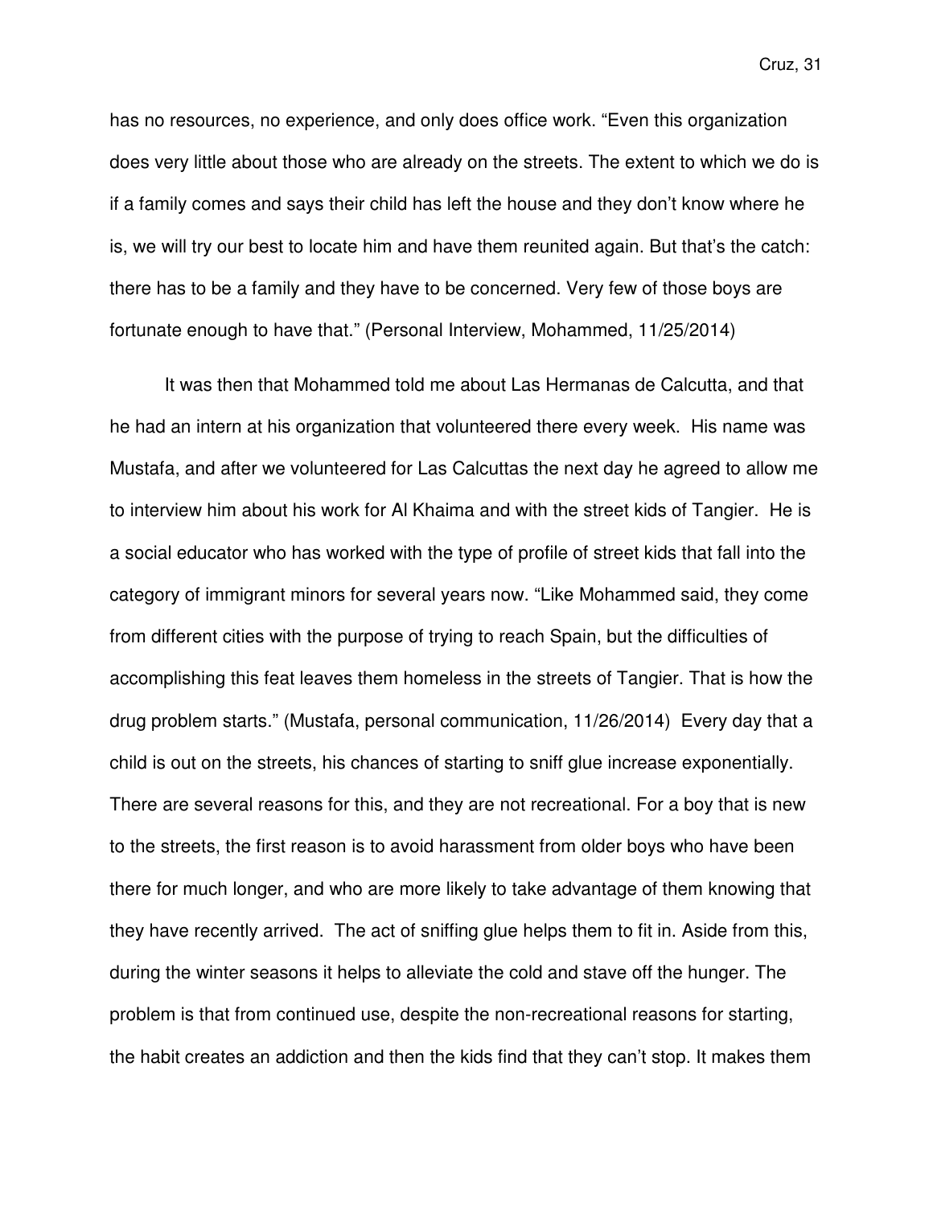has no resources, no experience, and only does office work. "Even this organization does very little about those who are already on the streets. The extent to which we do is if a family comes and says their child has left the house and they don't know where he is, we will try our best to locate him and have them reunited again. But that's the catch: there has to be a family and they have to be concerned. Very few of those boys are fortunate enough to have that." (Personal Interview, Mohammed, 11/25/2014)

It was then that Mohammed told me about Las Hermanas de Calcutta, and that he had an intern at his organization that volunteered there every week. His name was Mustafa, and after we volunteered for Las Calcuttas the next day he agreed to allow me to interview him about his work for Al Khaima and with the street kids of Tangier. He is a social educator who has worked with the type of profile of street kids that fall into the category of immigrant minors for several years now. "Like Mohammed said, they come from different cities with the purpose of trying to reach Spain, but the difficulties of accomplishing this feat leaves them homeless in the streets of Tangier. That is how the drug problem starts." (Mustafa, personal communication, 11/26/2014) Every day that a child is out on the streets, his chances of starting to sniff glue increase exponentially. There are several reasons for this, and they are not recreational. For a boy that is new to the streets, the first reason is to avoid harassment from older boys who have been there for much longer, and who are more likely to take advantage of them knowing that they have recently arrived. The act of sniffing glue helps them to fit in. Aside from this, during the winter seasons it helps to alleviate the cold and stave off the hunger. The problem is that from continued use, despite the non-recreational reasons for starting, the habit creates an addiction and then the kids find that they can't stop. It makes them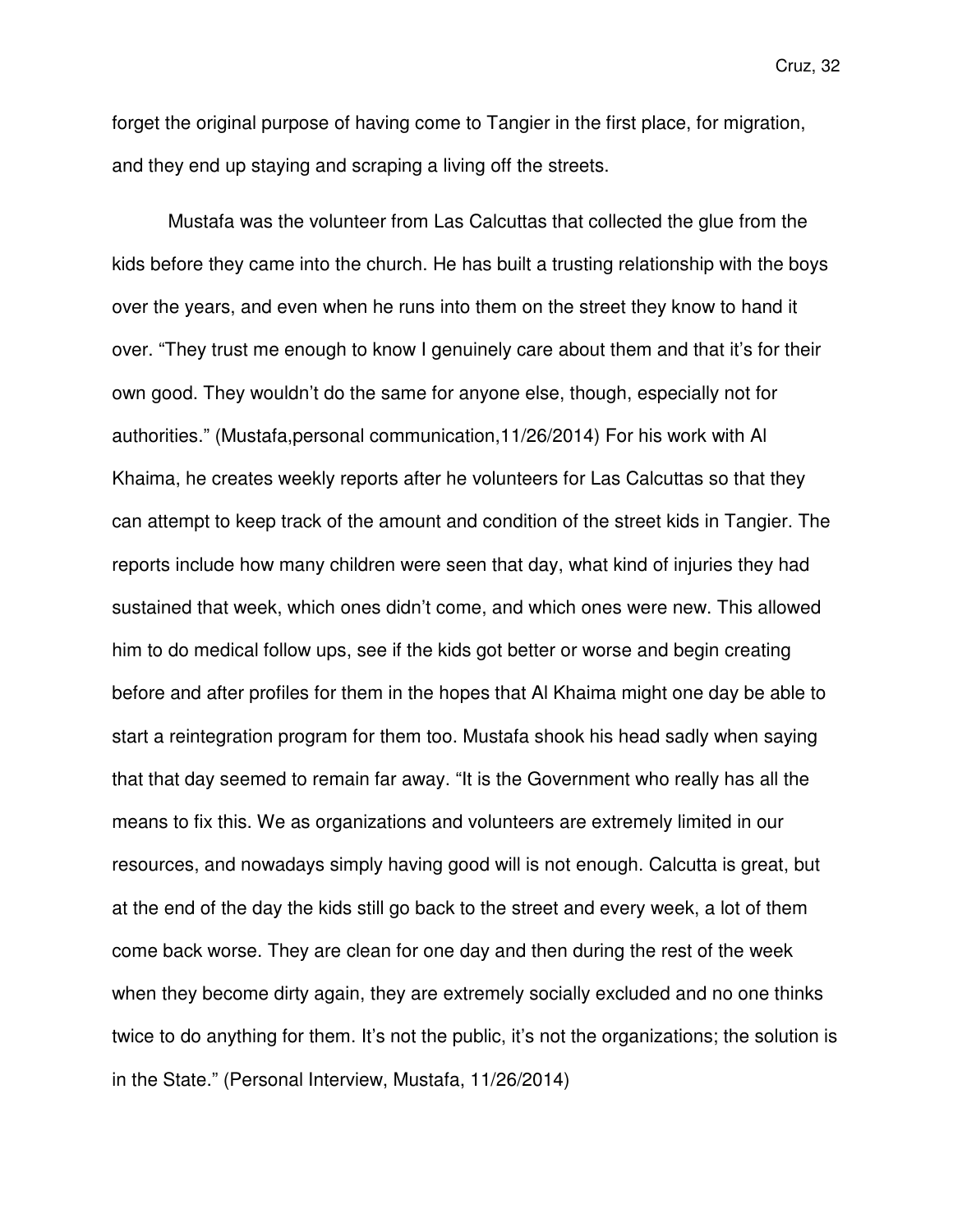forget the original purpose of having come to Tangier in the first place, for migration, and they end up staying and scraping a living off the streets.

Mustafa was the volunteer from Las Calcuttas that collected the glue from the kids before they came into the church. He has built a trusting relationship with the boys over the years, and even when he runs into them on the street they know to hand it over. “They trust me enough to know I genuinely care about them and that it’s for their own good. They wouldn’t do the same for anyone else, though, especially not for authorities.” (Mustafa,personal communication,11/26/2014) For his work with Al Khaima, he creates weekly reports after he volunteers for Las Calcuttas so that they can attempt to keep track of the amount and condition of the street kids in Tangier. The reports include how many children were seen that day, what kind of injuries they had sustained that week, which ones didn’t come, and which ones were new. This allowed him to do medical follow ups, see if the kids got better or worse and begin creating before and after profiles for them in the hopes that Al Khaima might one day be able to start a reintegration program for them too. Mustafa shook his head sadly when saying that that day seemed to remain far away. “It is the Government who really has all the means to fix this. We as organizations and volunteers are extremely limited in our resources, and nowadays simply having good will is not enough. Calcutta is great, but at the end of the day the kids still go back to the street and every week, a lot of them come back worse. They are clean for one day and then during the rest of the week when they become dirty again, they are extremely socially excluded and no one thinks twice to do anything for them. It’s not the public, it’s not the organizations; the solution is in the State.” (Personal Interview, Mustafa, 11/26/2014)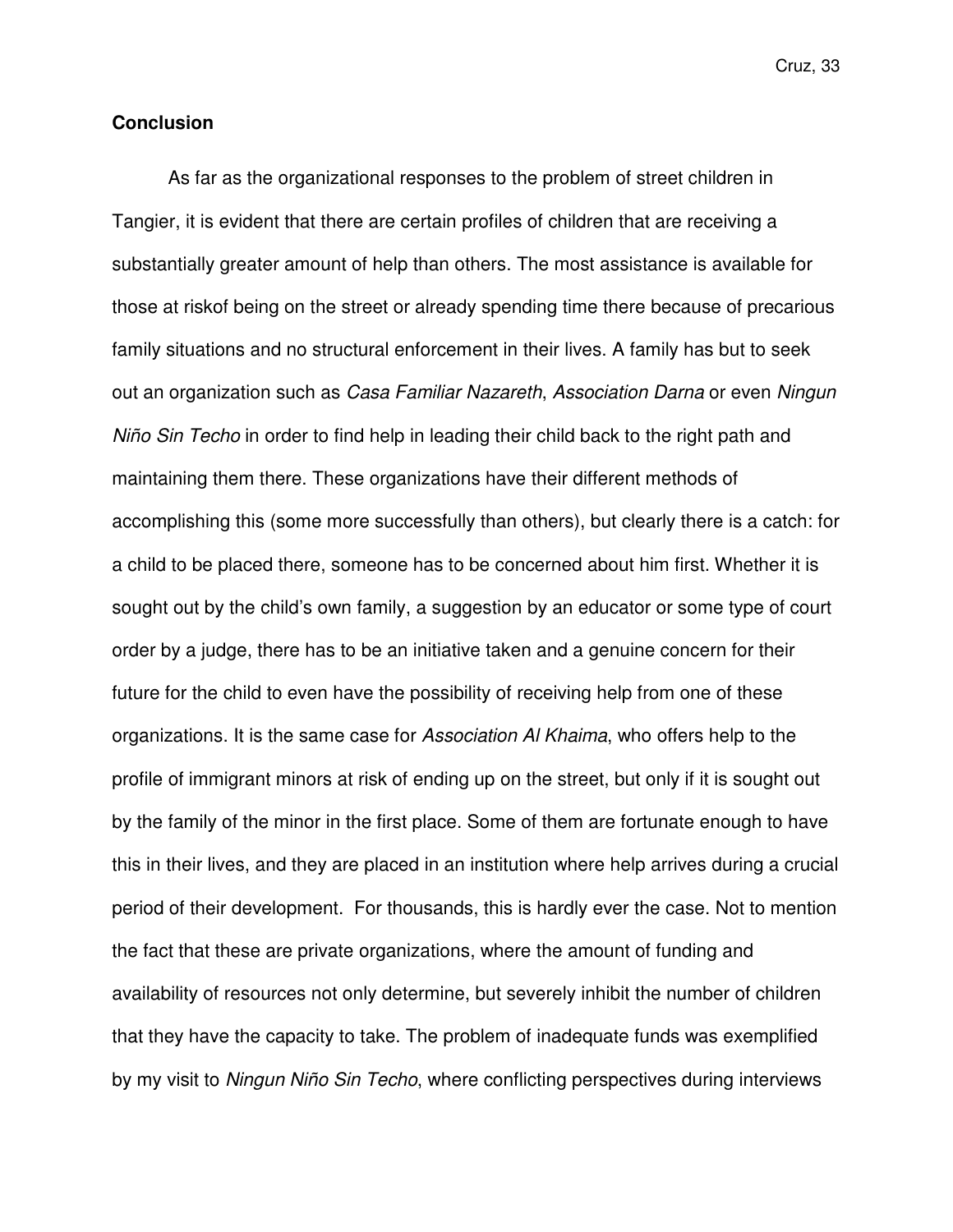### **Conclusion**

As far as the organizational responses to the problem of street children in Tangier, it is evident that there are certain profiles of children that are receiving a substantially greater amount of help than others. The most assistance is available for those at riskof being on the street or already spending time there because of precarious family situations and no structural enforcement in their lives. A family has but to seek out an organization such as *Casa Familiar Nazareth*, *Association Darna* or even *Ningun Niño Sin Techo* in order to find help in leading their child back to the right path and maintaining them there. These organizations have their different methods of accomplishing this (some more successfully than others), but clearly there is a catch: for a child to be placed there, someone has to be concerned about him first. Whether it is sought out by the child's own family, a suggestion by an educator or some type of court order by a judge, there has to be an initiative taken and a genuine concern for their future for the child to even have the possibility of receiving help from one of these organizations. It is the same case for *Association Al Khaima*, who offers help to the profile of immigrant minors at risk of ending up on the street, but only if it is sought out by the family of the minor in the first place. Some of them are fortunate enough to have this in their lives, and they are placed in an institution where help arrives during a crucial period of their development. For thousands, this is hardly ever the case. Not to mention the fact that these are private organizations, where the amount of funding and availability of resources not only determine, but severely inhibit the number of children that they have the capacity to take. The problem of inadequate funds was exemplified by my visit to *Ningun Niño Sin Techo*, where conflicting perspectives during interviews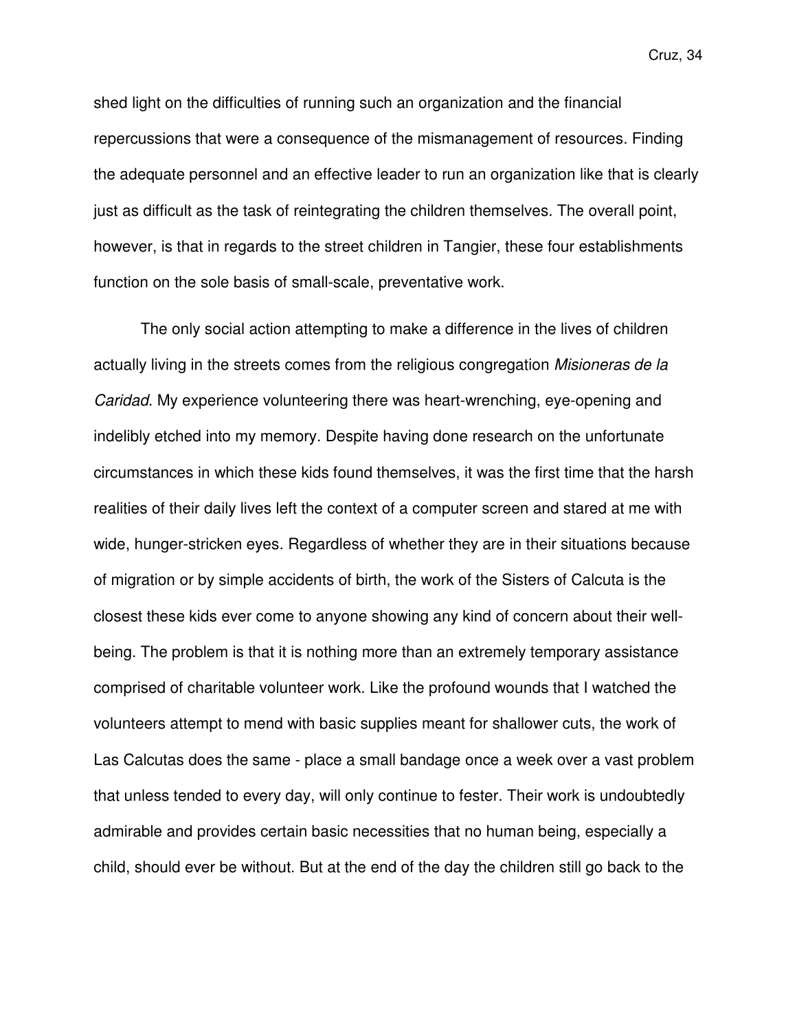shed light on the difficulties of running such an organization and the financial repercussions that were a consequence of the mismanagement of resources. Finding the adequate personnel and an effective leader to run an organization like that is clearly just as difficult as the task of reintegrating the children themselves. The overall point, however, is that in regards to the street children in Tangier, these four establishments function on the sole basis of small-scale, preventative work.

The only social action attempting to make a difference in the lives of children actually living in the streets comes from the religious congregation *Misioneras de la Caridad*. My experience volunteering there was heart-wrenching, eye-opening and indelibly etched into my memory. Despite having done research on the unfortunate circumstances in which these kids found themselves, it was the first time that the harsh realities of their daily lives left the context of a computer screen and stared at me with wide, hunger-stricken eyes. Regardless of whether they are in their situations because of migration or by simple accidents of birth, the work of the Sisters of Calcuta is the closest these kids ever come to anyone showing any kind of concern about their well-being. The problem is that it is nothing more than an extremely temporary assistance comprised of charitable volunteer work. Like the profound wounds that I watched the volunteers attempt to mend with basic supplies meant for shallower cuts, the work of Las Calcutas does the same - place a small bandage once a week over a vast problem that unless tended to every day, will only continue to fester. Their work is undoubtedly admirable and provides certain basic necessities that no human being, especially a child, should ever be without. But at the end of the day the children still go back to the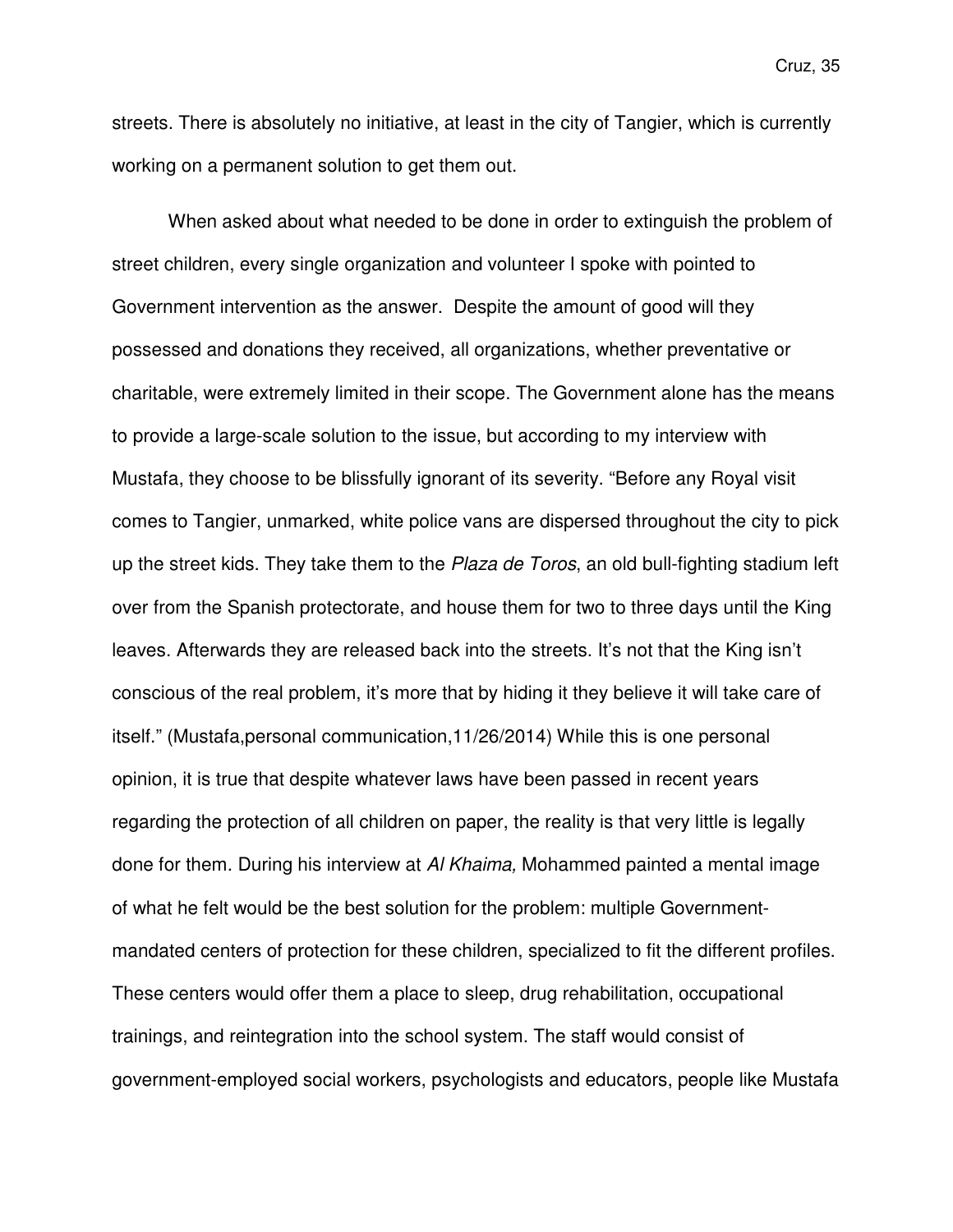streets. There is absolutely no initiative, at least in the city of Tangier, which is currently working on a permanent solution to get them out.

When asked about what needed to be done in order to extinguish the problem of street children, every single organization and volunteer I spoke with pointed to Government intervention as the answer. Despite the amount of good will they possessed and donations they received, all organizations, whether preventative or charitable, were extremely limited in their scope. The Government alone has the means to provide a large-scale solution to the issue, but according to my interview with Mustafa, they choose to be blissfully ignorant of its severity. “Before any Royal visit comes to Tangier, unmarked, white police vans are dispersed throughout the city to pick up the street kids. They take them to the *Plaza de Toros*, an old bull-fighting stadium left over from the Spanish protectorate, and house them for two to three days until the King leaves. Afterwards they are released back into the streets. It’s not that the King isn’t conscious of the real problem, it’s more that by hiding it they believe it will take care of itself.” (Mustafa,personal communication,11/26/2014) While this is one personal opinion, it is true that despite whatever laws have been passed in recent years regarding the protection of all children on paper, the reality is that very little is legally done for them. During his interview at *Al Khaima,* Mohammed painted a mental image of what he felt would be the best solution for the problem: multiple Government-mandated centers of protection for these children, specialized to fit the different profiles. These centers would offer them a place to sleep, drug rehabilitation, occupational trainings, and reintegration into the school system. The staff would consist of government-employed social workers, psychologists and educators, people like Mustafa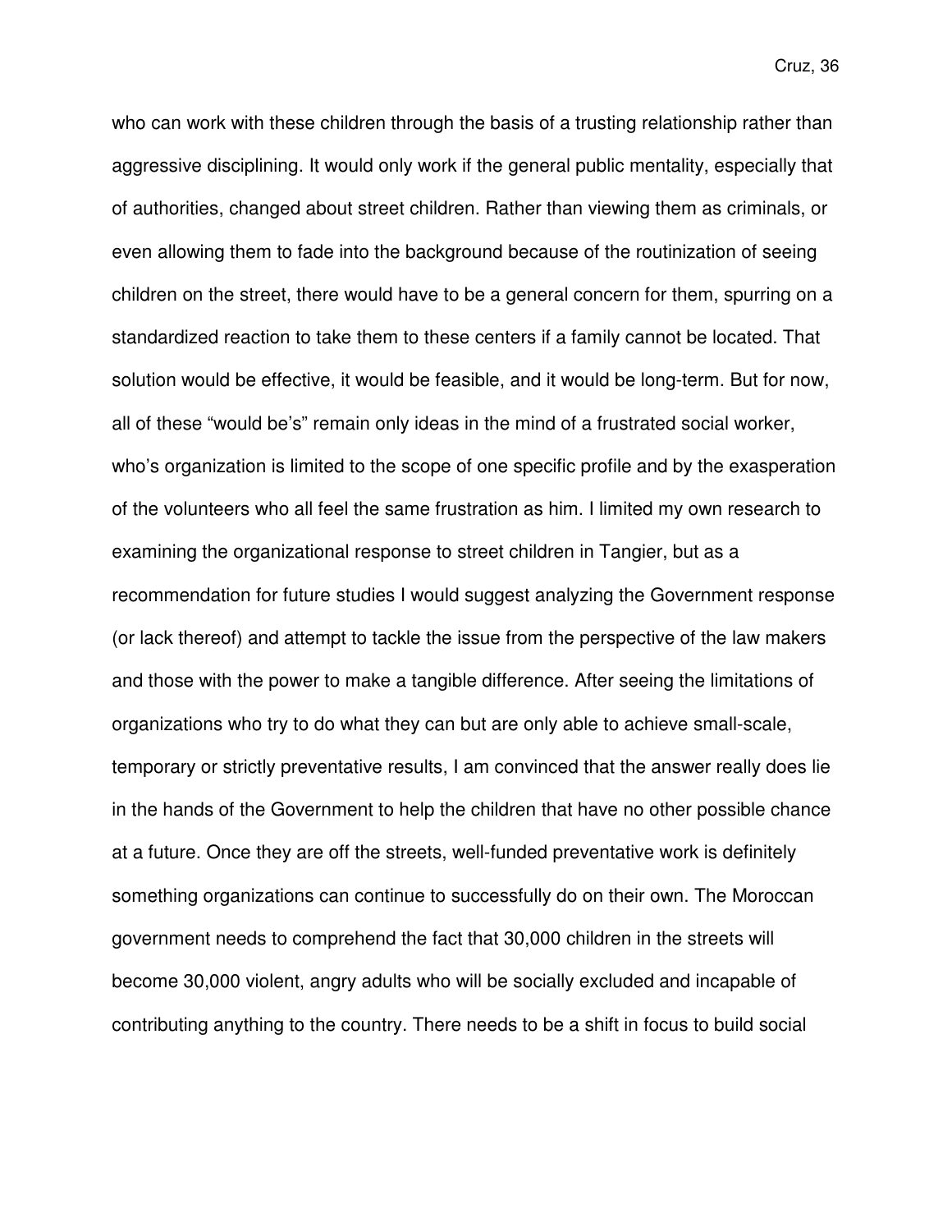who can work with these children through the basis of a trusting relationship rather than aggressive disciplining. It would only work if the general public mentality, especially that of authorities, changed about street children. Rather than viewing them as criminals, or even allowing them to fade into the background because of the routinization of seeing children on the street, there would have to be a general concern for them, spurring on a standardized reaction to take them to these centers if a family cannot be located. That solution would be effective, it would be feasible, and it would be long-term. But for now, all of these "would be's" remain only ideas in the mind of a frustrated social worker, who's organization is limited to the scope of one specific profile and by the exasperation of the volunteers who all feel the same frustration as him. I limited my own research to examining the organizational response to street children in Tangier, but as a recommendation for future studies I would suggest analyzing the Government response (or lack thereof) and attempt to tackle the issue from the perspective of the law makers and those with the power to make a tangible difference. After seeing the limitations of organizations who try to do what they can but are only able to achieve small-scale, temporary or strictly preventative results, I am convinced that the answer really does lie in the hands of the Government to help the children that have no other possible chance at a future. Once they are off the streets, well-funded preventative work is definitely something organizations can continue to successfully do on their own. The Moroccan government needs to comprehend the fact that 30,000 children in the streets will become 30,000 violent, angry adults who will be socially excluded and incapable of contributing anything to the country. There needs to be a shift in focus to build social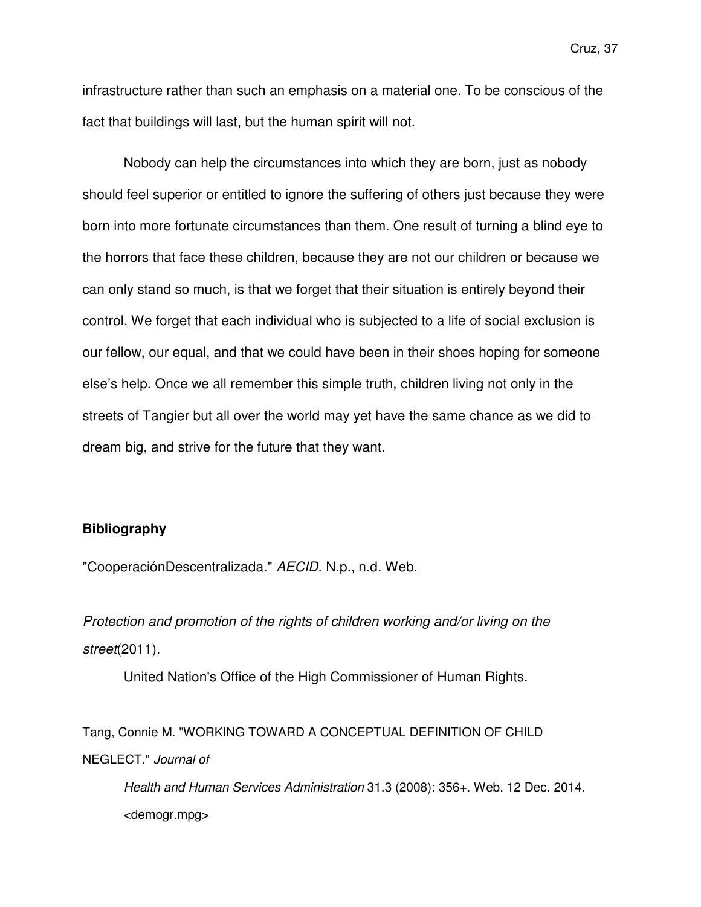infrastructure rather than such an emphasis on a material one. To be conscious of the fact that buildings will last, but the human spirit will not.

Nobody can help the circumstances into which they are born, just as nobody should feel superior or entitled to ignore the suffering of others just because they were born into more fortunate circumstances than them. One result of turning a blind eye to the horrors that face these children, because they are not our children or because we can only stand so much, is that we forget that their situation is entirely beyond their control. We forget that each individual who is subjected to a life of social exclusion is our fellow, our equal, and that we could have been in their shoes hoping for someone else's help. Once we all remember this simple truth, children living not only in the streets of Tangier but all over the world may yet have the same chance as we did to dream big, and strive for the future that they want.

**Bibliography**

"CooperaciónDescentralizada." *AECID*. N.p., n.d. Web.

*Protection and promotion of the rights of children working and/or living on the street*(2011).
United Nation's Office of the High Commissioner of Human Rights.

Tang, Connie M. "WORKING TOWARD A CONCEPTUAL DEFINITION OF CHILD NEGLECT." *Journal of Health and Human Services Administration* 31.3 (2008): 356+. Web. 12 Dec. 2014. <demogr.mpg>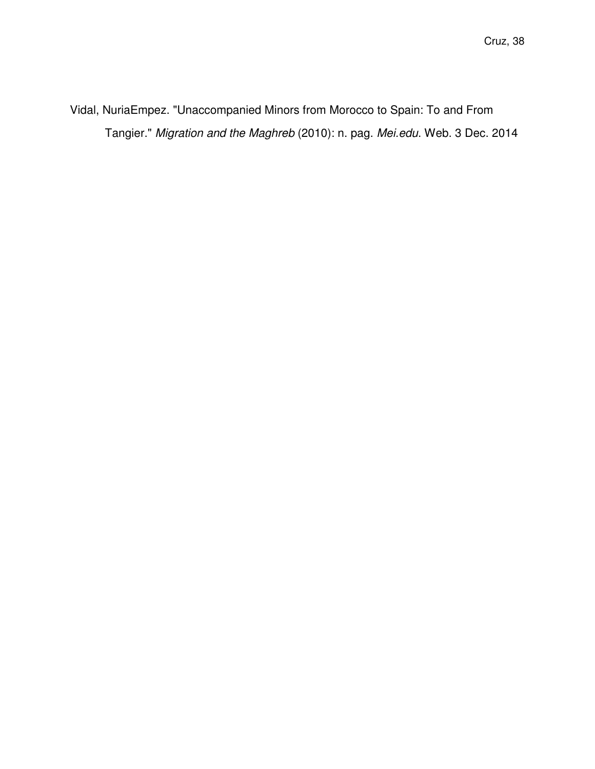Vidal, NuriaEmpez. "Unaccompanied Minors from Morocco to Spain: To and From Tangier." *Migration and the Maghreb* (2010): n. pag. *Mei.edu*. Web. 3 Dec. 2014